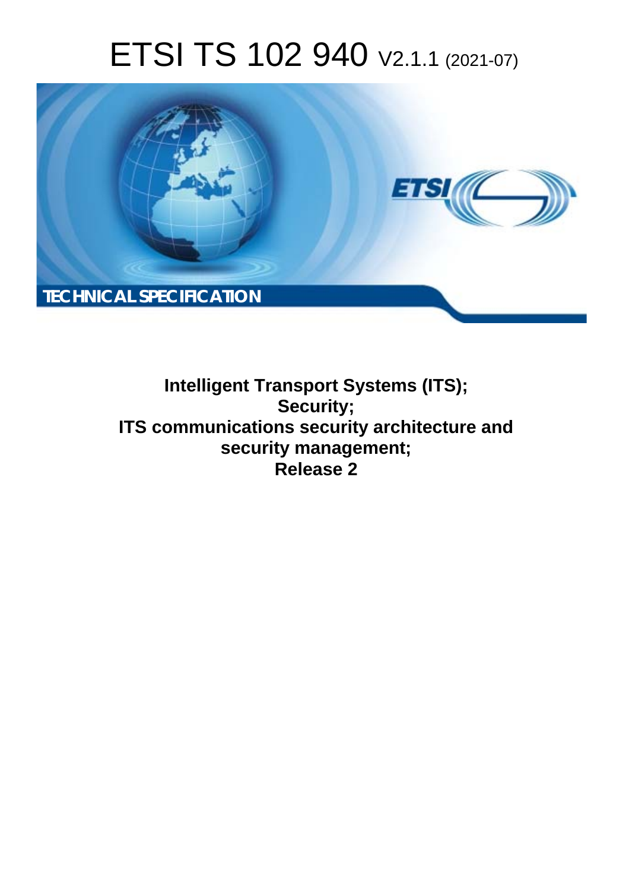# ETSI TS 102 940 V2.1.1 (2021-07)

TECHNICAL SPECIFICATION

**Intelligent Transport Systems (ITS);**
**Security;**
**ITS communications security architecture and security management;**
**Release 2**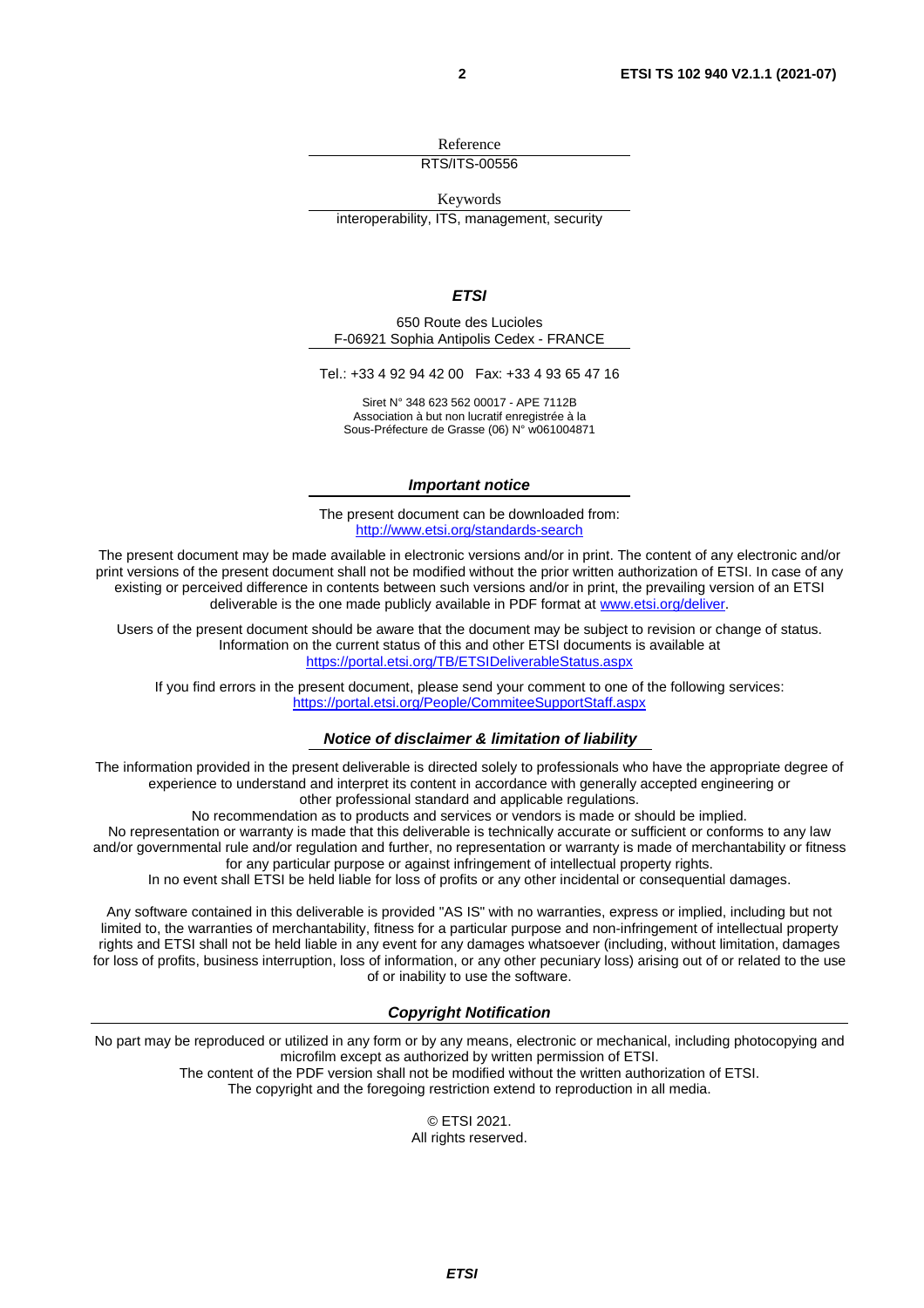Reference

RTS/ITS-00556

Keywords

interoperability, ITS, management, security

***ETSI***

650 Route des Lucioles
F-06921 Sophia Antipolis Cedex - FRANCE

Tel.: +33 4 92 94 42 00 Fax: +33 4 93 65 47 16

Siret N° 348 623 562 00017 - APE 7112B
Association à but non lucratif enregistrée à la
Sous-Préfecture de Grasse (06) N° w061004871

***Important notice***

The present document can be downloaded from:
http://www.etsi.org/standards-search

The present document may be made available in electronic versions and/or in print. The content of any electronic and/or print versions of the present document shall not be modified without the prior written authorization of ETSI. In case of any existing or perceived difference in contents between such versions and/or in print, the prevailing version of an ETSI deliverable is the one made publicly available in PDF format at www.etsi.org/deliver.

Users of the present document should be aware that the document may be subject to revision or change of status. Information on the current status of this and other ETSI documents is available at
https://portal.etsi.org/TB/ETSIDeliverableStatus.aspx

If you find errors in the present document, please send your comment to one of the following services:
https://portal.etsi.org/People/CommiteeSupportStaff.aspx

***Notice of disclaimer & limitation of liability***

The information provided in the present deliverable is directed solely to professionals who have the appropriate degree of experience to understand and interpret its content in accordance with generally accepted engineering or other professional standard and applicable regulations.
No recommendation as to products and services or vendors is made or should be implied.
No representation or warranty is made that this deliverable is technically accurate or sufficient or conforms to any law and/or governmental rule and/or regulation and further, no representation or warranty is made of merchantability or fitness for any particular purpose or against infringement of intellectual property rights.
In no event shall ETSI be held liable for loss of profits or any other incidental or consequential damages.

Any software contained in this deliverable is provided "AS IS" with no warranties, express or implied, including but not limited to, the warranties of merchantability, fitness for a particular purpose and non-infringement of intellectual property rights and ETSI shall not be held liable in any event for any damages whatsoever (including, without limitation, damages for loss of profits, business interruption, loss of information, or any other pecuniary loss) arising out of or related to the use of or inability to use the software.

***Copyright Notification***

No part may be reproduced or utilized in any form or by any means, electronic or mechanical, including photocopying and microfilm except as authorized by written permission of ETSI.
The content of the PDF version shall not be modified without the written authorization of ETSI.
The copyright and the foregoing restriction extend to reproduction in all media.

© ETSI 2021.
All rights reserved.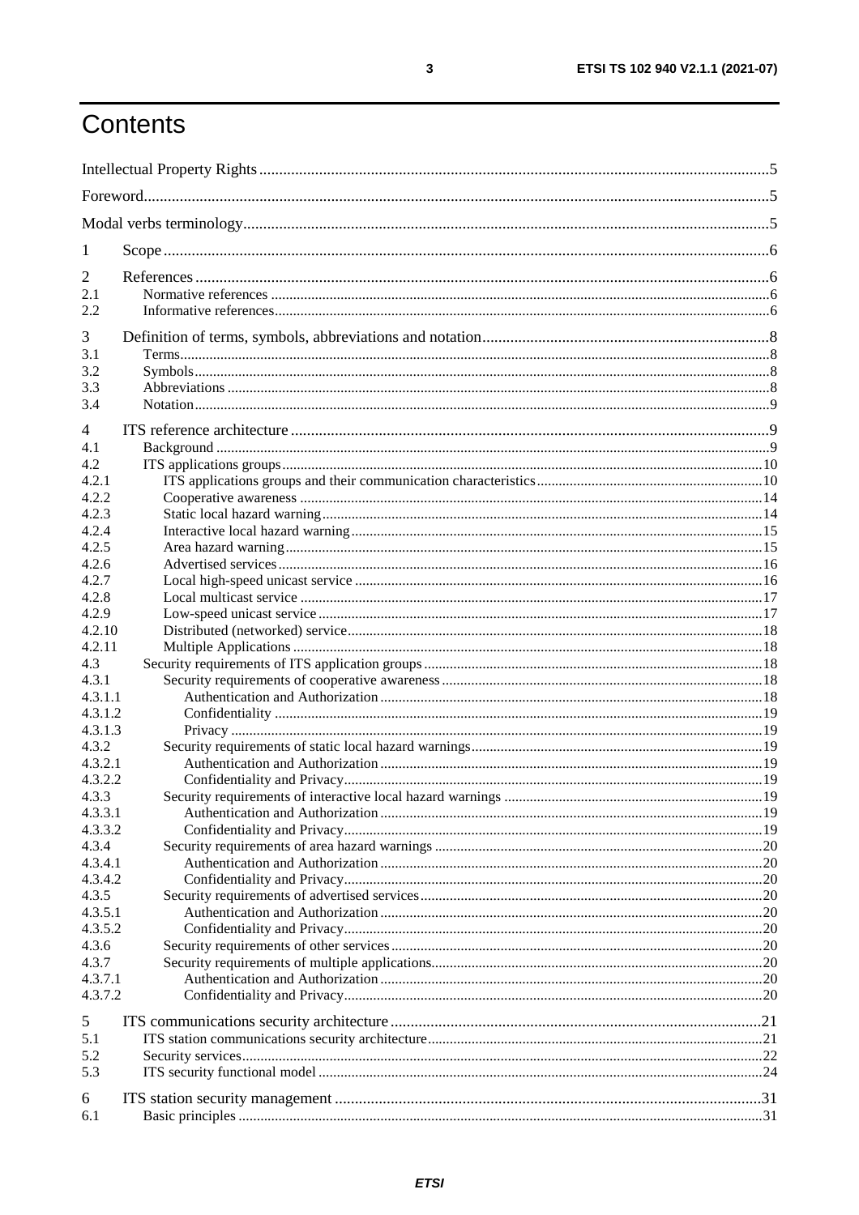# Contents

Intellectual Property Rights .......... 5
Foreword .......... 5
Modal verbs terminology .......... 5

1 Scope .......... 6

2 References .......... 6
2.1 Normative references .......... 6
2.2 Informative references .......... 6

3 Definition of terms, symbols, abbreviations and notation .......... 8
3.1 Terms .......... 8
3.2 Symbols .......... 8
3.3 Abbreviations .......... 8
3.4 Notation .......... 9

4 ITS reference architecture .......... 9
4.1 Background .......... 9
4.2 ITS applications groups .......... 10
4.2.1 ITS applications groups and their communication characteristics .......... 10
4.2.2 Cooperative awareness .......... 14
4.2.3 Static local hazard warning .......... 14
4.2.4 Interactive local hazard warning .......... 15
4.2.5 Area hazard warning .......... 15
4.2.6 Advertised services .......... 16
4.2.7 Local high-speed unicast service .......... 16
4.2.8 Local multicast service .......... 17
4.2.9 Low-speed unicast service .......... 17
4.2.10 Distributed (networked) service .......... 18
4.2.11 Multiple Applications .......... 18
4.3 Security requirements of ITS application groups .......... 18
4.3.1 Security requirements of cooperative awareness .......... 18
4.3.1.1 Authentication and Authorization .......... 18
4.3.1.2 Confidentiality .......... 19
4.3.1.3 Privacy .......... 19
4.3.2 Security requirements of static local hazard warnings .......... 19
4.3.2.1 Authentication and Authorization .......... 19
4.3.2.2 Confidentiality and Privacy .......... 19
4.3.3 Security requirements of interactive local hazard warnings .......... 19
4.3.3.1 Authentication and Authorization .......... 19
4.3.3.2 Confidentiality and Privacy .......... 19
4.3.4 Security requirements of area hazard warnings .......... 20
4.3.4.1 Authentication and Authorization .......... 20
4.3.4.2 Confidentiality and Privacy .......... 20
4.3.5 Security requirements of advertised services .......... 20
4.3.5.1 Authentication and Authorization .......... 20
4.3.5.2 Confidentiality and Privacy .......... 20
4.3.6 Security requirements of other services .......... 20
4.3.7 Security requirements of multiple applications .......... 20
4.3.7.1 Authentication and Authorization .......... 20
4.3.7.2 Confidentiality and Privacy .......... 20

5 ITS communications security architecture .......... 21
5.1 ITS station communications security architecture .......... 21
5.2 Security services .......... 22
5.3 ITS security functional model .......... 24

6 ITS station security management .......... 31
6.1 Basic principles .......... 31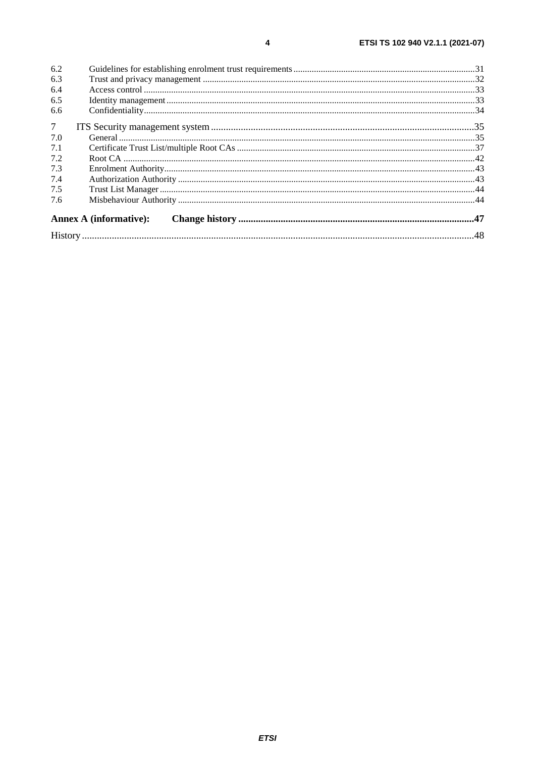6.2 Guidelines for establishing enrolment trust requirements ..... 31
6.3 Trust and privacy management ..... 32
6.4 Access control ..... 33
6.5 Identity management ..... 33
6.6 Confidentiality ..... 34

7 ITS Security management system ..... 35
7.0 General ..... 35
7.1 Certificate Trust List/multiple Root CAs ..... 37
7.2 Root CA ..... 42
7.3 Enrolment Authority ..... 43
7.4 Authorization Authority ..... 43
7.5 Trust List Manager ..... 44
7.6 Misbehaviour Authority ..... 44

**Annex A (informative): Change history ..... 47**

History ..... 48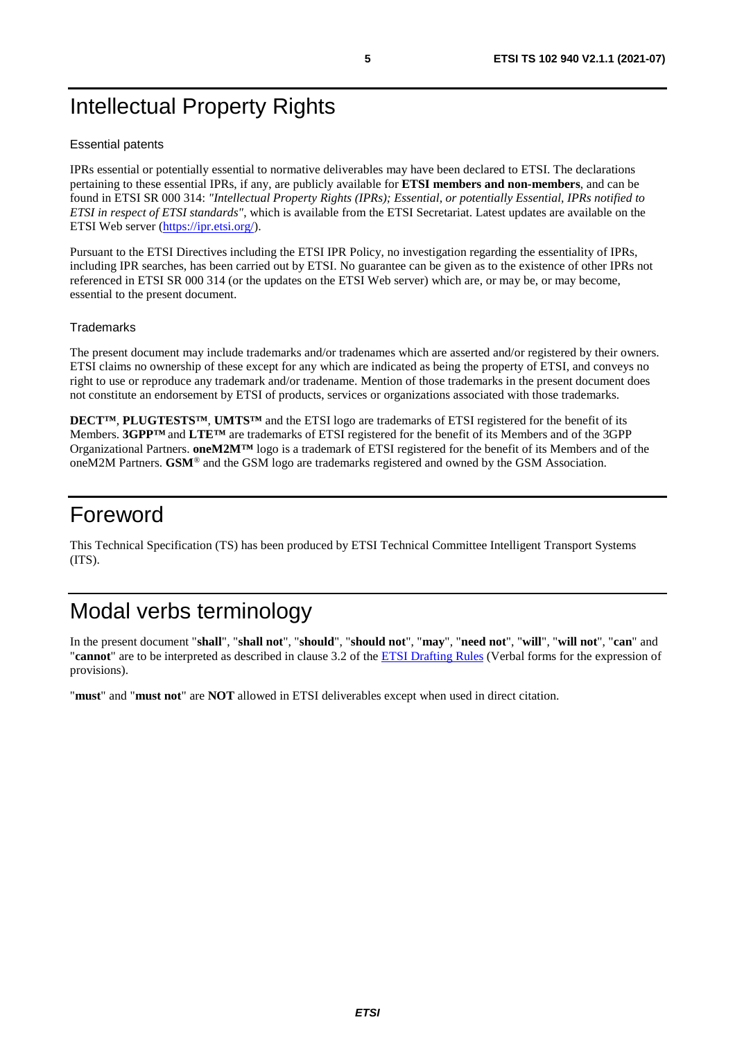# Intellectual Property Rights

Essential patents

IPRs essential or potentially essential to normative deliverables may have been declared to ETSI. The declarations pertaining to these essential IPRs, if any, are publicly available for **ETSI members and non-members**, and can be found in ETSI SR 000 314: *"Intellectual Property Rights (IPRs); Essential, or potentially Essential, IPRs notified to ETSI in respect of ETSI standards"*, which is available from the ETSI Secretariat. Latest updates are available on the ETSI Web server (https://ipr.etsi.org/).

Pursuant to the ETSI Directives including the ETSI IPR Policy, no investigation regarding the essentiality of IPRs, including IPR searches, has been carried out by ETSI. No guarantee can be given as to the existence of other IPRs not referenced in ETSI SR 000 314 (or the updates on the ETSI Web server) which are, or may be, or may become, essential to the present document.

Trademarks

The present document may include trademarks and/or tradenames which are asserted and/or registered by their owners. ETSI claims no ownership of these except for any which are indicated as being the property of ETSI, and conveys no right to use or reproduce any trademark and/or tradename. Mention of those trademarks in the present document does not constitute an endorsement by ETSI of products, services or organizations associated with those trademarks.

**DECT™**, **PLUGTESTS™**, **UMTS™** and the ETSI logo are trademarks of ETSI registered for the benefit of its Members. **3GPP™** and **LTE™** are trademarks of ETSI registered for the benefit of its Members and of the 3GPP Organizational Partners. **oneM2M™** logo is a trademark of ETSI registered for the benefit of its Members and of the oneM2M Partners. **GSM**® and the GSM logo are trademarks registered and owned by the GSM Association.

# Foreword

This Technical Specification (TS) has been produced by ETSI Technical Committee Intelligent Transport Systems (ITS).

# Modal verbs terminology

In the present document "**shall**", "**shall not**", "**should**", "**should not**", "**may**", "**need not**", "**will**", "**will not**", "**can**" and "**cannot**" are to be interpreted as described in clause 3.2 of the ETSI Drafting Rules (Verbal forms for the expression of provisions).

"**must**" and "**must not**" are **NOT** allowed in ETSI deliverables except when used in direct citation.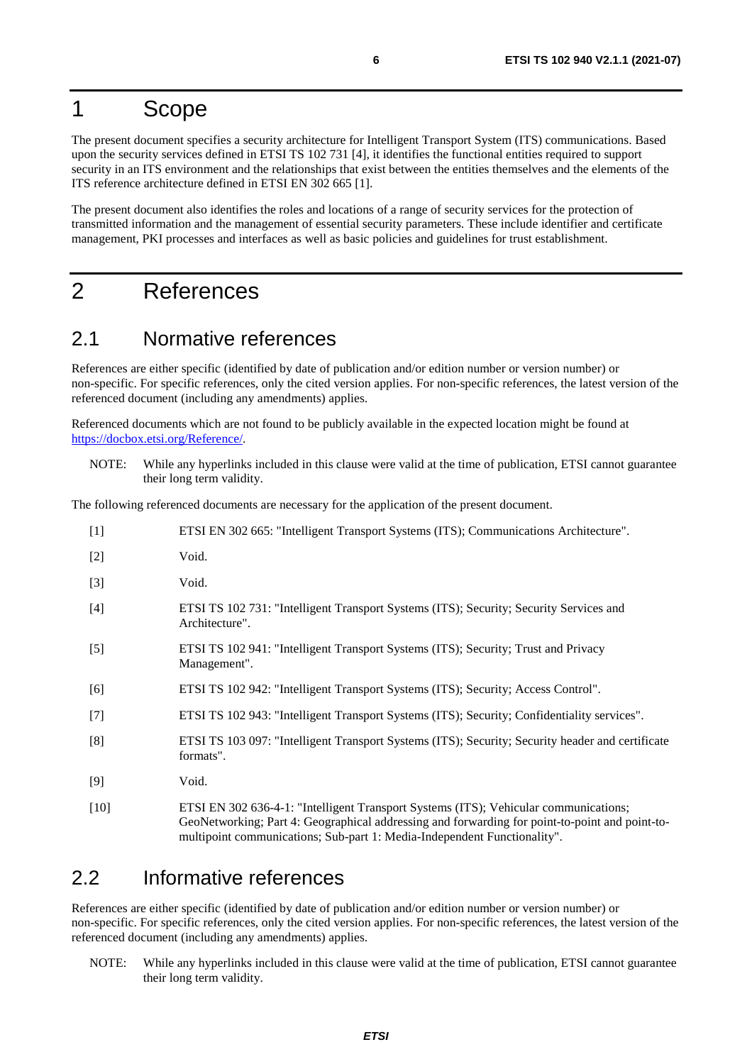# 1 Scope

The present document specifies a security architecture for Intelligent Transport System (ITS) communications. Based upon the security services defined in ETSI TS 102 731 [4], it identifies the functional entities required to support security in an ITS environment and the relationships that exist between the entities themselves and the elements of the ITS reference architecture defined in ETSI EN 302 665 [1].

The present document also identifies the roles and locations of a range of security services for the protection of transmitted information and the management of essential security parameters. These include identifier and certificate management, PKI processes and interfaces as well as basic policies and guidelines for trust establishment.

# 2 References

## 2.1 Normative references

References are either specific (identified by date of publication and/or edition number or version number) or non-specific. For specific references, only the cited version applies. For non-specific references, the latest version of the referenced document (including any amendments) applies.

Referenced documents which are not found to be publicly available in the expected location might be found at https://docbox.etsi.org/Reference/.

NOTE: While any hyperlinks included in this clause were valid at the time of publication, ETSI cannot guarantee their long term validity.

The following referenced documents are necessary for the application of the present document.

[1] ETSI EN 302 665: "Intelligent Transport Systems (ITS); Communications Architecture".

[2] Void.

[3] Void.

[4] ETSI TS 102 731: "Intelligent Transport Systems (ITS); Security; Security Services and Architecture".

[5] ETSI TS 102 941: "Intelligent Transport Systems (ITS); Security; Trust and Privacy Management".

[6] ETSI TS 102 942: "Intelligent Transport Systems (ITS); Security; Access Control".

[7] ETSI TS 102 943: "Intelligent Transport Systems (ITS); Security; Confidentiality services".

[8] ETSI TS 103 097: "Intelligent Transport Systems (ITS); Security; Security header and certificate formats".

[9] Void.

[10] ETSI EN 302 636-4-1: "Intelligent Transport Systems (ITS); Vehicular communications; GeoNetworking; Part 4: Geographical addressing and forwarding for point-to-point and point-to-multipoint communications; Sub-part 1: Media-Independent Functionality".

## 2.2 Informative references

References are either specific (identified by date of publication and/or edition number or version number) or non-specific. For specific references, only the cited version applies. For non-specific references, the latest version of the referenced document (including any amendments) applies.

NOTE: While any hyperlinks included in this clause were valid at the time of publication, ETSI cannot guarantee their long term validity.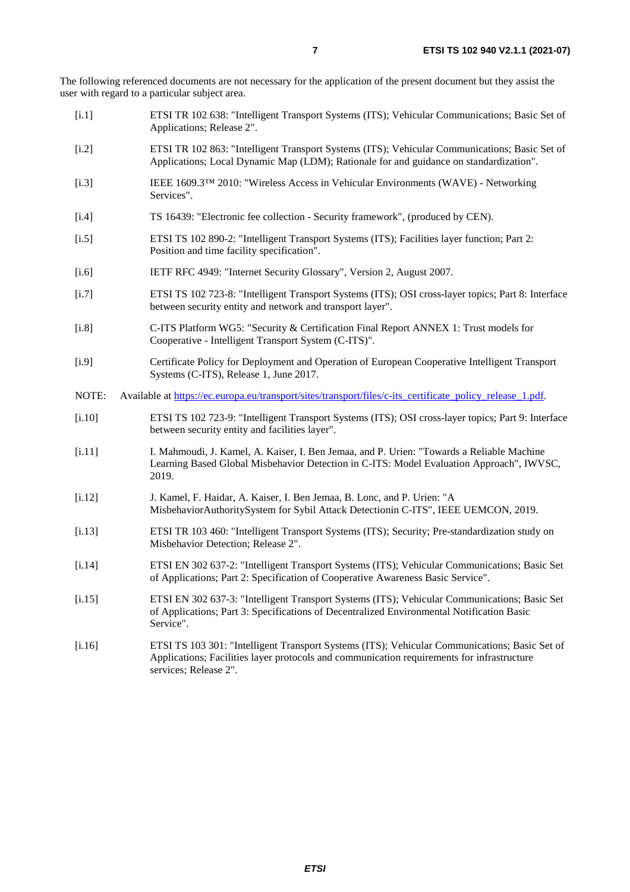The following referenced documents are not necessary for the application of the present document but they assist the user with regard to a particular subject area.

- [i.1] ETSI TR 102 638: "Intelligent Transport Systems (ITS); Vehicular Communications; Basic Set of Applications; Release 2".
- [i.2] ETSI TR 102 863: "Intelligent Transport Systems (ITS); Vehicular Communications; Basic Set of Applications; Local Dynamic Map (LDM); Rationale for and guidance on standardization".
- [i.3] IEEE 1609.3™ 2010: "Wireless Access in Vehicular Environments (WAVE) - Networking Services".
- [i.4] TS 16439: "Electronic fee collection - Security framework", (produced by CEN).
- [i.5] ETSI TS 102 890-2: "Intelligent Transport Systems (ITS); Facilities layer function; Part 2: Position and time facility specification".
- [i.6] IETF RFC 4949: "Internet Security Glossary", Version 2, August 2007.
- [i.7] ETSI TS 102 723-8: "Intelligent Transport Systems (ITS); OSI cross-layer topics; Part 8: Interface between security entity and network and transport layer".
- [i.8] C-ITS Platform WG5: "Security & Certification Final Report ANNEX 1: Trust models for Cooperative - Intelligent Transport System (C-ITS)".
- [i.9] Certificate Policy for Deployment and Operation of European Cooperative Intelligent Transport Systems (C-ITS), Release 1, June 2017.

NOTE: Available at https://ec.europa.eu/transport/sites/transport/files/c-its_certificate_policy_release_1.pdf.

- [i.10] ETSI TS 102 723-9: "Intelligent Transport Systems (ITS); OSI cross-layer topics; Part 9: Interface between security entity and facilities layer".
- [i.11] I. Mahmoudi, J. Kamel, A. Kaiser, I. Ben Jemaa, and P. Urien: "Towards a Reliable Machine Learning Based Global Misbehavior Detection in C-ITS: Model Evaluation Approach", IWVSC, 2019.
- [i.12] J. Kamel, F. Haidar, A. Kaiser, I. Ben Jemaa, B. Lonc, and P. Urien: "A MisbehaviorAuthoritySystem for Sybil Attack Detectionin C-ITS", IEEE UEMCON, 2019.
- [i.13] ETSI TR 103 460: "Intelligent Transport Systems (ITS); Security; Pre-standardization study on Misbehavior Detection; Release 2".
- [i.14] ETSI EN 302 637-2: "Intelligent Transport Systems (ITS); Vehicular Communications; Basic Set of Applications; Part 2: Specification of Cooperative Awareness Basic Service".
- [i.15] ETSI EN 302 637-3: "Intelligent Transport Systems (ITS); Vehicular Communications; Basic Set of Applications; Part 3: Specifications of Decentralized Environmental Notification Basic Service".
- [i.16] ETSI TS 103 301: "Intelligent Transport Systems (ITS); Vehicular Communications; Basic Set of Applications; Facilities layer protocols and communication requirements for infrastructure services; Release 2".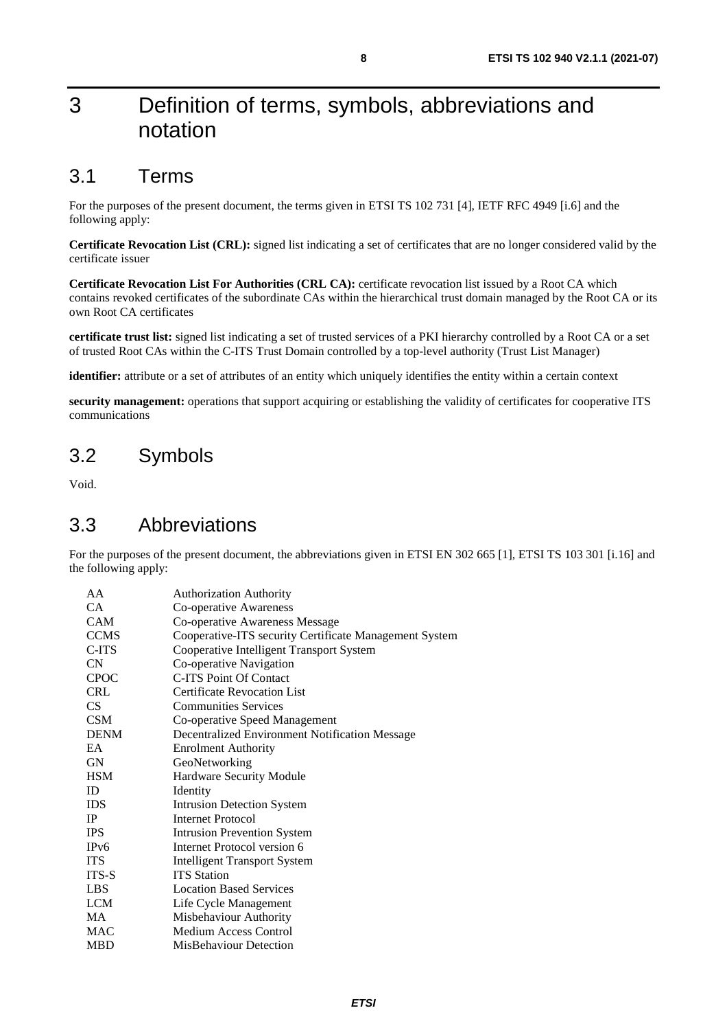# 3 Definition of terms, symbols, abbreviations and notation

## 3.1 Terms

For the purposes of the present document, the terms given in ETSI TS 102 731 [4], IETF RFC 4949 [i.6] and the following apply:

**Certificate Revocation List (CRL):** signed list indicating a set of certificates that are no longer considered valid by the certificate issuer

**Certificate Revocation List For Authorities (CRL CA):** certificate revocation list issued by a Root CA which contains revoked certificates of the subordinate CAs within the hierarchical trust domain managed by the Root CA or its own Root CA certificates

**certificate trust list:** signed list indicating a set of trusted services of a PKI hierarchy controlled by a Root CA or a set of trusted Root CAs within the C-ITS Trust Domain controlled by a top-level authority (Trust List Manager)

**identifier:** attribute or a set of attributes of an entity which uniquely identifies the entity within a certain context

**security management:** operations that support acquiring or establishing the validity of certificates for cooperative ITS communications

## 3.2 Symbols

Void.

## 3.3 Abbreviations

For the purposes of the present document, the abbreviations given in ETSI EN 302 665 [1], ETSI TS 103 301 [i.16] and the following apply:

| | |
|---|---|
| AA | Authorization Authority |
| CA | Co-operative Awareness |
| CAM | Co-operative Awareness Message |
| CCMS | Cooperative-ITS security Certificate Management System |
| C-ITS | Cooperative Intelligent Transport System |
| CN | Co-operative Navigation |
| CPOC | C-ITS Point Of Contact |
| CRL | Certificate Revocation List |
| CS | Communities Services |
| CSM | Co-operative Speed Management |
| DENM | Decentralized Environment Notification Message |
| EA | Enrolment Authority |
| GN | GeoNetworking |
| HSM | Hardware Security Module |
| ID | Identity |
| IDS | Intrusion Detection System |
| IP | Internet Protocol |
| IPS | Intrusion Prevention System |
| IPv6 | Internet Protocol version 6 |
| ITS | Intelligent Transport System |
| ITS-S | ITS Station |
| LBS | Location Based Services |
| LCM | Life Cycle Management |
| MA | Misbehaviour Authority |
| MAC | Medium Access Control |
| MBD | MisBehaviour Detection |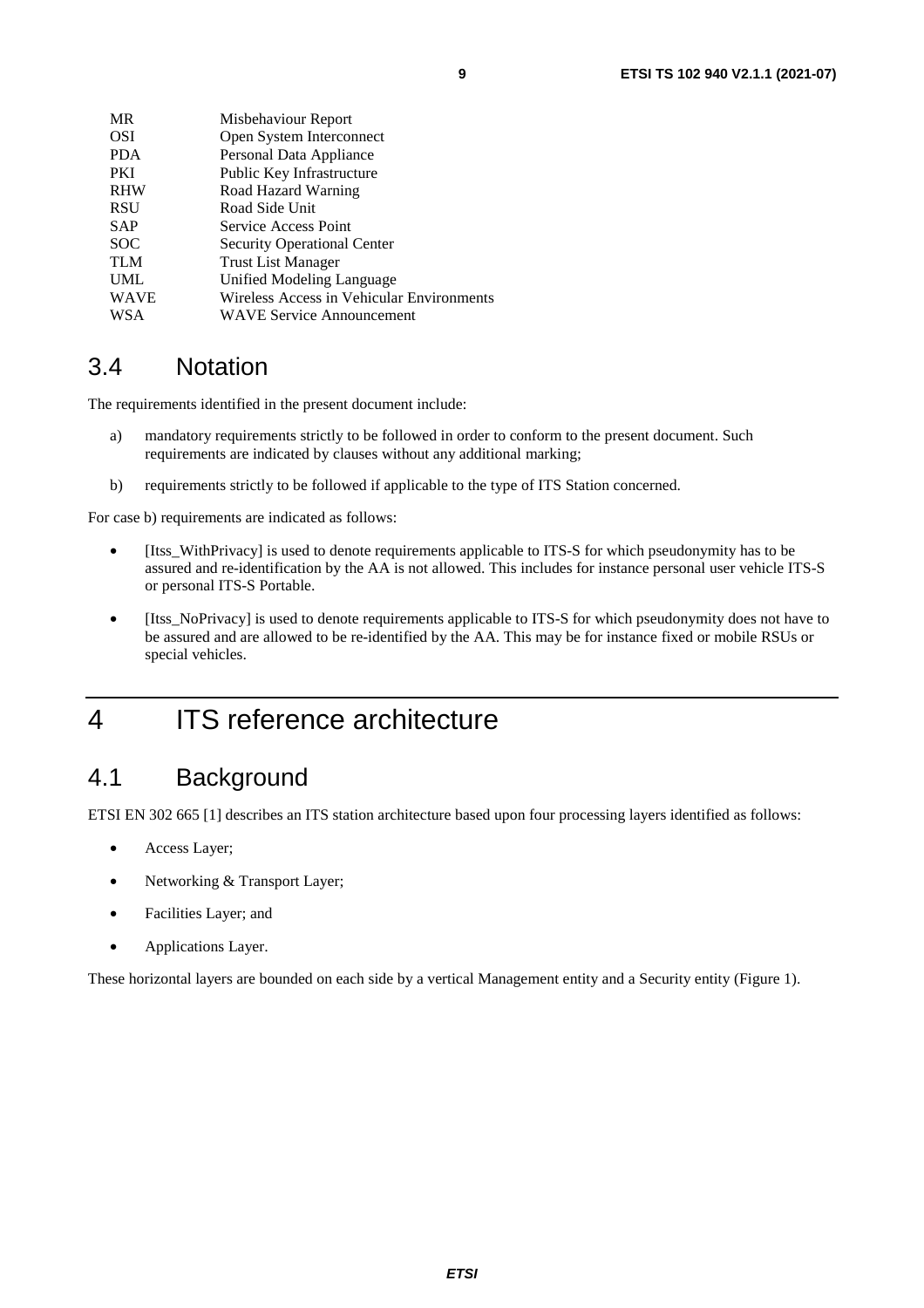| | |
|---|---|
| MR | Misbehaviour Report |
| OSI | Open System Interconnect |
| PDA | Personal Data Appliance |
| PKI | Public Key Infrastructure |
| RHW | Road Hazard Warning |
| RSU | Road Side Unit |
| SAP | Service Access Point |
| SOC | Security Operational Center |
| TLM | Trust List Manager |
| UML | Unified Modeling Language |
| WAVE | Wireless Access in Vehicular Environments |
| WSA | WAVE Service Announcement |

## 3.4 Notation

The requirements identified in the present document include:

a) mandatory requirements strictly to be followed in order to conform to the present document. Such requirements are indicated by clauses without any additional marking;

b) requirements strictly to be followed if applicable to the type of ITS Station concerned.

For case b) requirements are indicated as follows:

- [Itss_WithPrivacy] is used to denote requirements applicable to ITS-S for which pseudonymity has to be assured and re-identification by the AA is not allowed. This includes for instance personal user vehicle ITS-S or personal ITS-S Portable.
- [Itss_NoPrivacy] is used to denote requirements applicable to ITS-S for which pseudonymity does not have to be assured and are allowed to be re-identified by the AA. This may be for instance fixed or mobile RSUs or special vehicles.

# 4 ITS reference architecture

## 4.1 Background

ETSI EN 302 665 [1] describes an ITS station architecture based upon four processing layers identified as follows:

- Access Layer;
- Networking & Transport Layer;
- Facilities Layer; and
- Applications Layer.

These horizontal layers are bounded on each side by a vertical Management entity and a Security entity (Figure 1).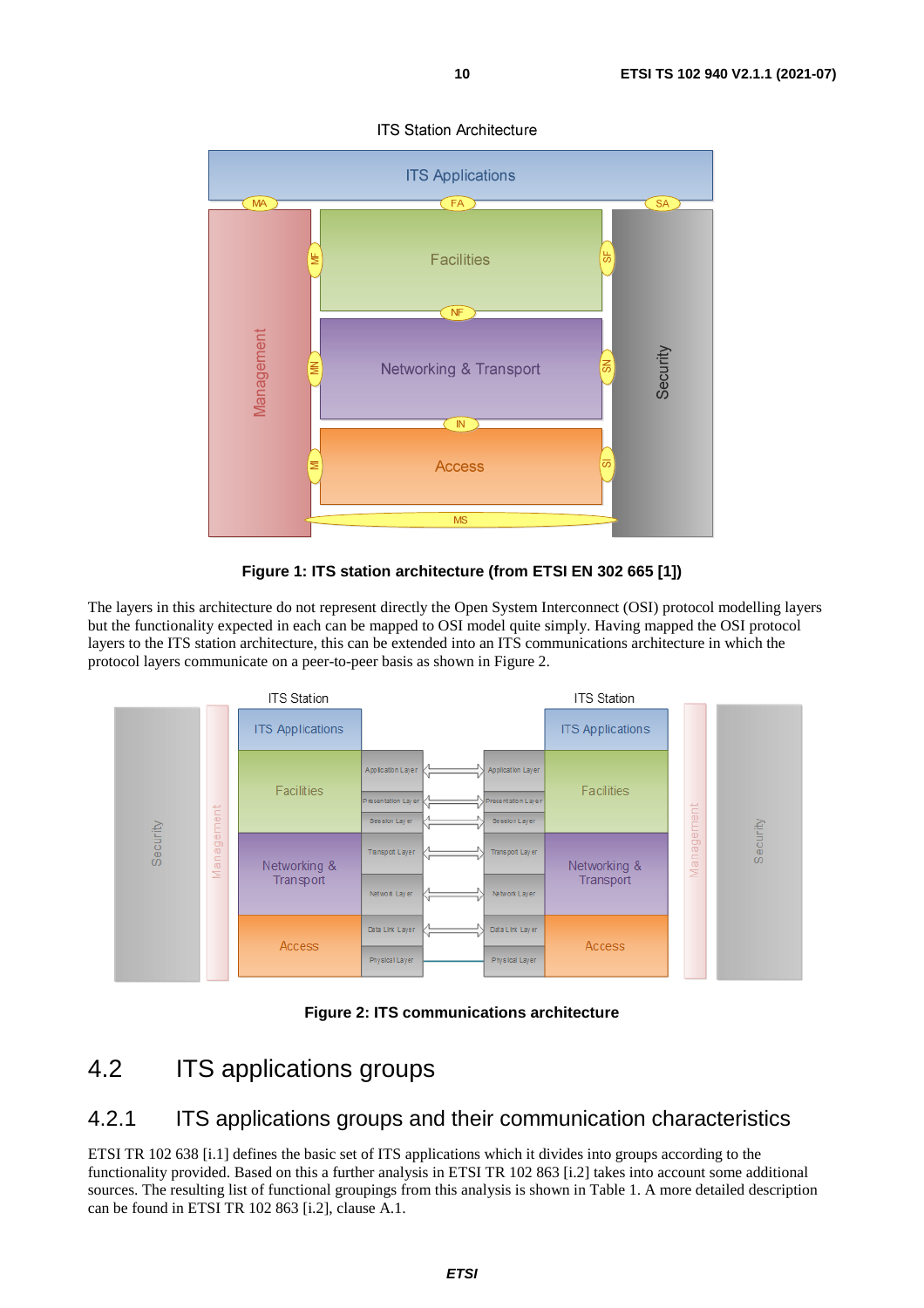Figure 1: ITS station architecture (from ETSI EN 302 665 [1])

The layers in this architecture do not represent directly the Open System Interconnect (OSI) protocol modelling layers but the functionality expected in each can be mapped to OSI model quite simply. Having mapped the OSI protocol layers to the ITS station architecture, this can be extended into an ITS communications architecture in which the protocol layers communicate on a peer-to-peer basis as shown in Figure 2.

Figure 2: ITS communications architecture

## 4.2 ITS applications groups

### 4.2.1 ITS applications groups and their communication characteristics

ETSI TR 102 638 [i.1] defines the basic set of ITS applications which it divides into groups according to the functionality provided. Based on this a further analysis in ETSI TR 102 863 [i.2] takes into account some additional sources. The resulting list of functional groupings from this analysis is shown in Table 1. A more detailed description can be found in ETSI TR 102 863 [i.2], clause A.1.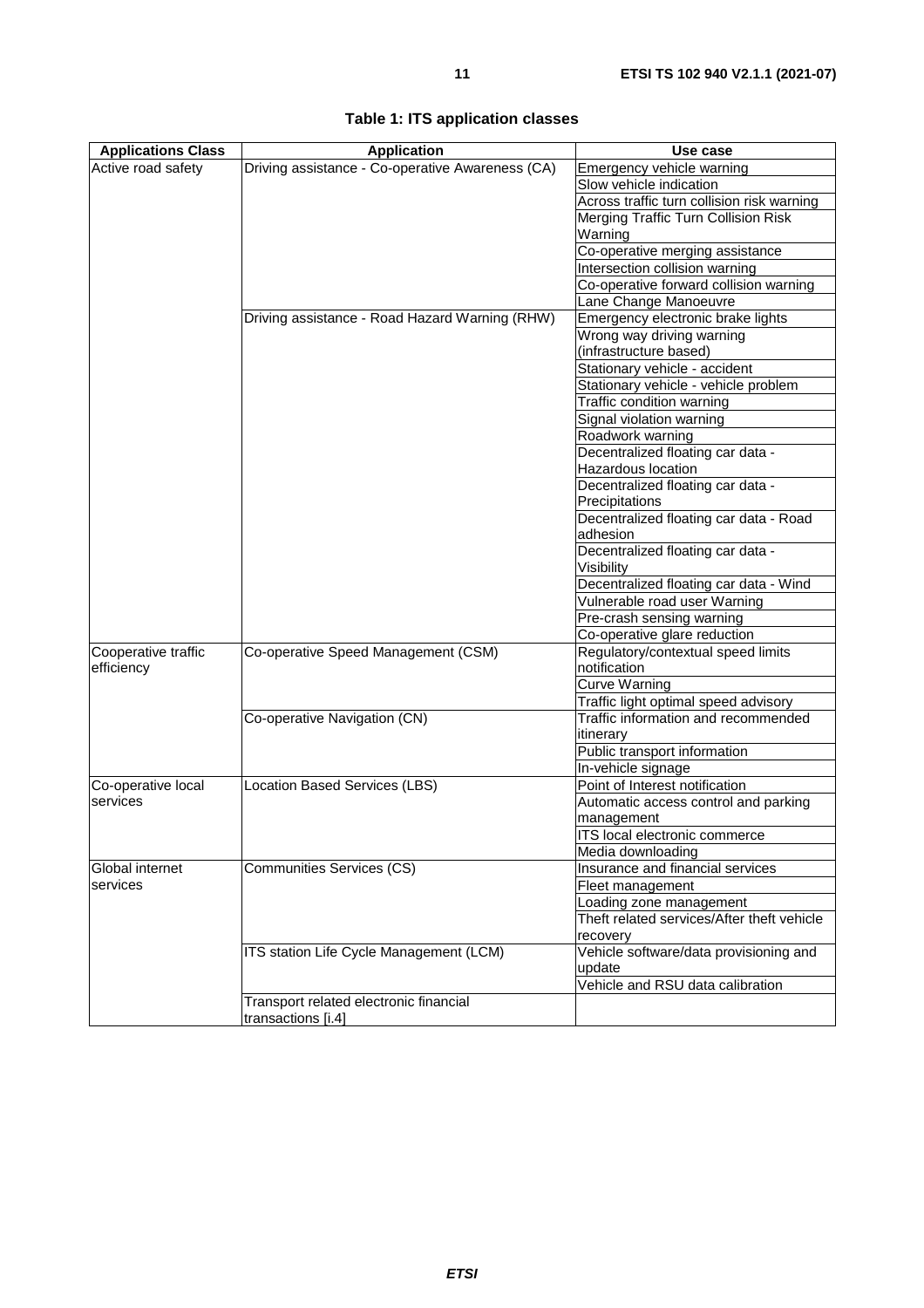**Table 1: ITS application classes**

| Applications Class | Application | Use case |
| --- | --- | --- |
| Active road safety | Driving assistance - Co-operative Awareness (CA) | Emergency vehicle warning |
| | | Slow vehicle indication |
| | | Across traffic turn collision risk warning |
| | | Merging Traffic Turn Collision Risk Warning |
| | | Co-operative merging assistance |
| | | Intersection collision warning |
| | | Co-operative forward collision warning |
| | | Lane Change Manoeuvre |
| | Driving assistance - Road Hazard Warning (RHW) | Emergency electronic brake lights |
| | | Wrong way driving warning (infrastructure based) |
| | | Stationary vehicle - accident |
| | | Stationary vehicle - vehicle problem |
| | | Traffic condition warning |
| | | Signal violation warning |
| | | Roadwork warning |
| | | Decentralized floating car data - Hazardous location |
| | | Decentralized floating car data - Precipitations |
| | | Decentralized floating car data - Road adhesion |
| | | Decentralized floating car data - Visibility |
| | | Decentralized floating car data - Wind |
| | | Vulnerable road user Warning |
| | | Pre-crash sensing warning |
| | | Co-operative glare reduction |
| Cooperative traffic efficiency | Co-operative Speed Management (CSM) | Regulatory/contextual speed limits notification |
| | | Curve Warning |
| | | Traffic light optimal speed advisory |
| | Co-operative Navigation (CN) | Traffic information and recommended itinerary |
| | | Public transport information |
| | | In-vehicle signage |
| Co-operative local services | Location Based Services (LBS) | Point of Interest notification |
| | | Automatic access control and parking management |
| | | ITS local electronic commerce |
| | | Media downloading |
| Global internet services | Communities Services (CS) | Insurance and financial services |
| | | Fleet management |
| | | Loading zone management |
| | | Theft related services/After theft vehicle recovery |
| | ITS station Life Cycle Management (LCM) | Vehicle software/data provisioning and update |
| | | Vehicle and RSU data calibration |
| | Transport related electronic financial transactions [i.4] | |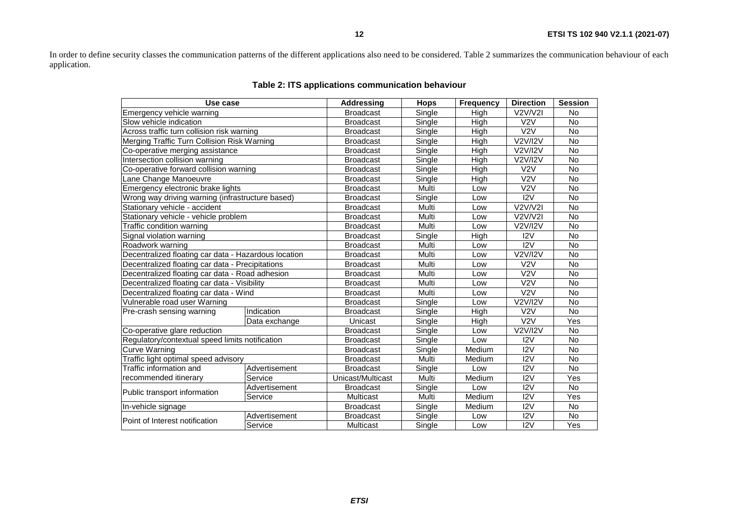In order to define security classes the communication patterns of the different applications also need to be considered. Table 2 summarizes the communication behaviour of each application.

**Table 2: ITS applications communication behaviour**

| Use case | | Addressing | Hops | Frequency | Direction | Session |
|---|---|---|---|---|---|---|
| Emergency vehicle warning | | Broadcast | Single | High | V2V/V2I | No |
| Slow vehicle indication | | Broadcast | Single | High | V2V | No |
| Across traffic turn collision risk warning | | Broadcast | Single | High | V2V | No |
| Merging Traffic Turn Collision Risk Warning | | Broadcast | Single | High | V2V/I2V | No |
| Co-operative merging assistance | | Broadcast | Single | High | V2V/I2V | No |
| Intersection collision warning | | Broadcast | Single | High | V2V/I2V | No |
| Co-operative forward collision warning | | Broadcast | Single | High | V2V | No |
| Lane Change Manoeuvre | | Broadcast | Single | High | V2V | No |
| Emergency electronic brake lights | | Broadcast | Multi | Low | V2V | No |
| Wrong way driving warning (infrastructure based) | | Broadcast | Single | Low | I2V | No |
| Stationary vehicle - accident | | Broadcast | Multi | Low | V2V/V2I | No |
| Stationary vehicle - vehicle problem | | Broadcast | Multi | Low | V2V/V2I | No |
| Traffic condition warning | | Broadcast | Multi | Low | V2V/I2V | No |
| Signal violation warning | | Broadcast | Single | High | I2V | No |
| Roadwork warning | | Broadcast | Multi | Low | I2V | No |
| Decentralized floating car data - Hazardous location | | Broadcast | Multi | Low | V2V/I2V | No |
| Decentralized floating car data - Precipitations | | Broadcast | Multi | Low | V2V | No |
| Decentralized floating car data - Road adhesion | | Broadcast | Multi | Low | V2V | No |
| Decentralized floating car data - Visibility | | Broadcast | Multi | Low | V2V | No |
| Decentralized floating car data - Wind | | Broadcast | Multi | Low | V2V | No |
| Vulnerable road user Warning | | Broadcast | Single | Low | V2V/I2V | No |
| Pre-crash sensing warning | Indication | Broadcast | Single | High | V2V | No |
| | Data exchange | Unicast | Single | High | V2V | Yes |
| Co-operative glare reduction | | Broadcast | Single | Low | V2V/I2V | No |
| Regulatory/contextual speed limits notification | | Broadcast | Single | Low | I2V | No |
| Curve Warning | | Broadcast | Single | Medium | I2V | No |
| Traffic light optimal speed advisory | | Broadcast | Multi | Medium | I2V | No |
| Traffic information and recommended itinerary | Advertisement | Broadcast | Single | Low | I2V | No |
| | Service | Unicast/Multicast | Multi | Medium | I2V | Yes |
| Public transport information | Advertisement | Broadcast | Single | Low | I2V | No |
| | Service | Multicast | Multi | Medium | I2V | Yes |
| In-vehicle signage | | Broadcast | Single | Medium | I2V | No |
| Point of Interest notification | Advertisement | Broadcast | Single | Low | I2V | No |
| | Service | Multicast | Single | Low | I2V | Yes |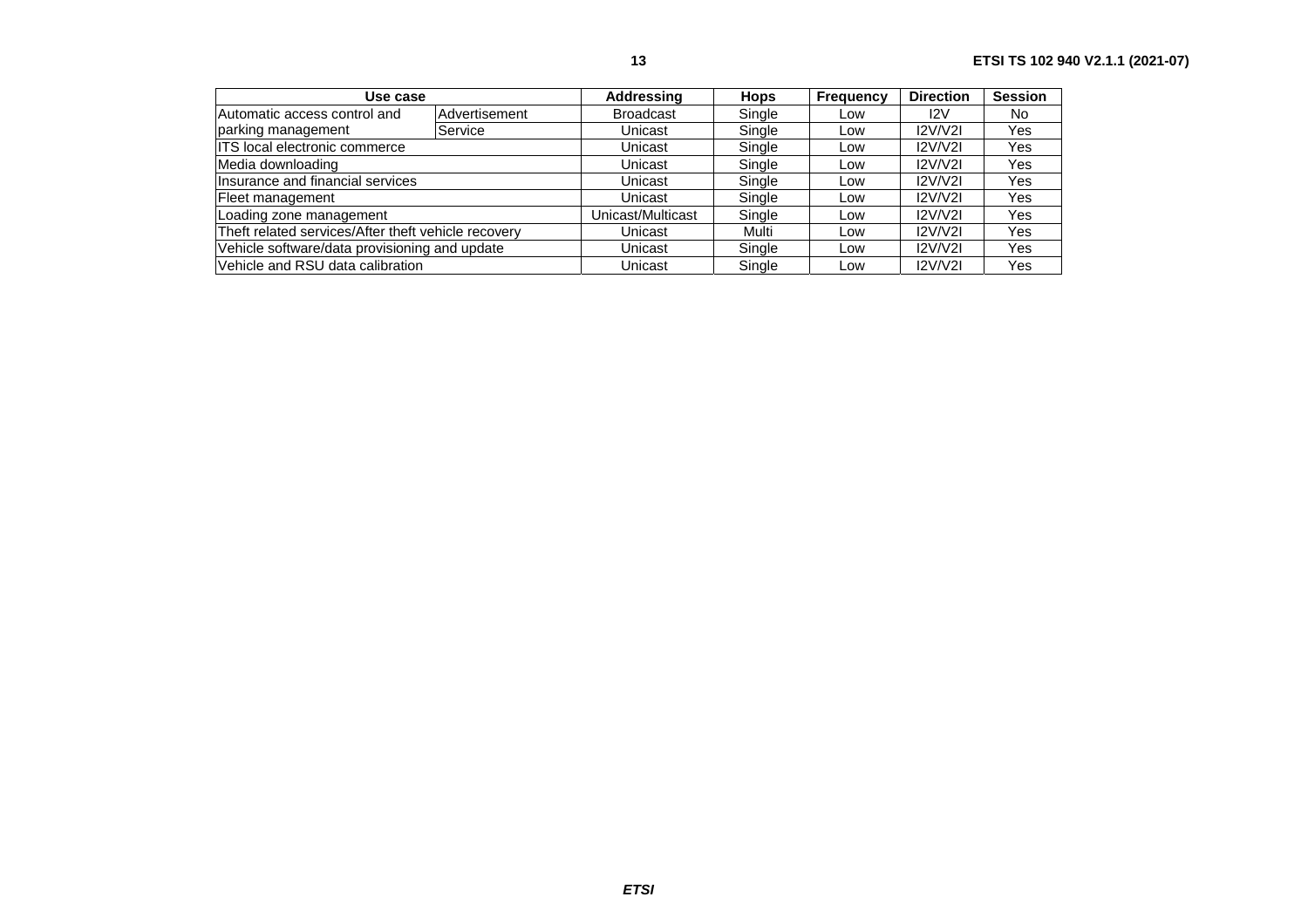| Use case | | Addressing | Hops | Frequency | Direction | Session |
|---|---|---|---|---|---|---|
| Automatic access control and parking management | Advertisement | Broadcast | Single | Low | I2V | No |
| | Service | Unicast | Single | Low | I2V/V2I | Yes |
| ITS local electronic commerce | | Unicast | Single | Low | I2V/V2I | Yes |
| Media downloading | | Unicast | Single | Low | I2V/V2I | Yes |
| Insurance and financial services | | Unicast | Single | Low | I2V/V2I | Yes |
| Fleet management | | Unicast | Single | Low | I2V/V2I | Yes |
| Loading zone management | | Unicast/Multicast | Single | Low | I2V/V2I | Yes |
| Theft related services/After theft vehicle recovery | | Unicast | Multi | Low | I2V/V2I | Yes |
| Vehicle software/data provisioning and update | | Unicast | Single | Low | I2V/V2I | Yes |
| Vehicle and RSU data calibration | | Unicast | Single | Low | I2V/V2I | Yes |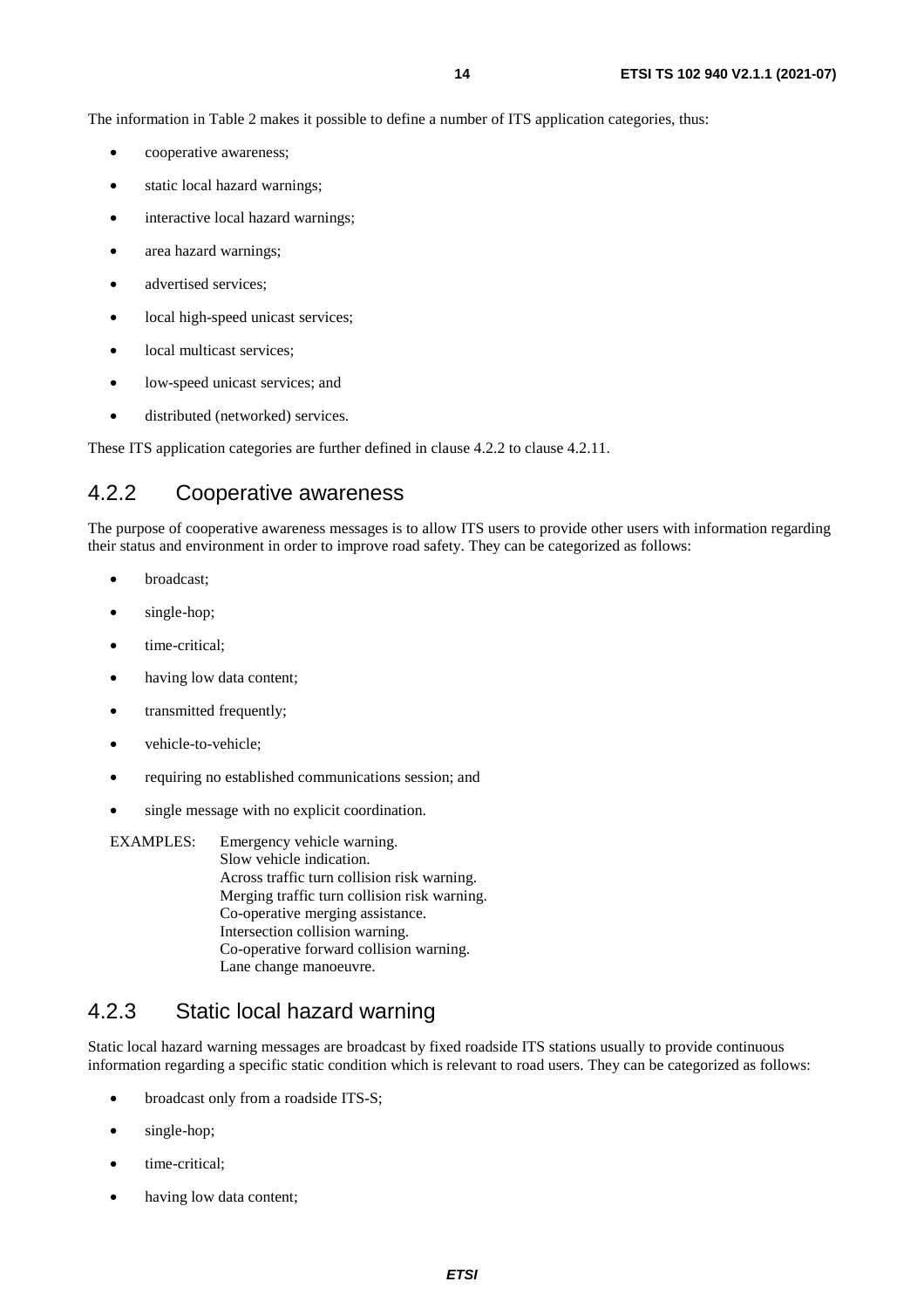The information in Table 2 makes it possible to define a number of ITS application categories, thus:

- cooperative awareness;
- static local hazard warnings;
- interactive local hazard warnings;
- area hazard warnings;
- advertised services;
- local high-speed unicast services;
- local multicast services;
- low-speed unicast services; and
- distributed (networked) services.

These ITS application categories are further defined in clause 4.2.2 to clause 4.2.11.

### 4.2.2 Cooperative awareness

The purpose of cooperative awareness messages is to allow ITS users to provide other users with information regarding their status and environment in order to improve road safety. They can be categorized as follows:

- broadcast;
- single-hop;
- time-critical;
- having low data content;
- transmitted frequently;
- vehicle-to-vehicle;
- requiring no established communications session; and
- single message with no explicit coordination.

EXAMPLES: Emergency vehicle warning.
Slow vehicle indication.
Across traffic turn collision risk warning.
Merging traffic turn collision risk warning.
Co-operative merging assistance.
Intersection collision warning.
Co-operative forward collision warning.
Lane change manoeuvre.

### 4.2.3 Static local hazard warning

Static local hazard warning messages are broadcast by fixed roadside ITS stations usually to provide continuous information regarding a specific static condition which is relevant to road users. They can be categorized as follows:

- broadcast only from a roadside ITS-S;
- single-hop;
- time-critical;
- having low data content;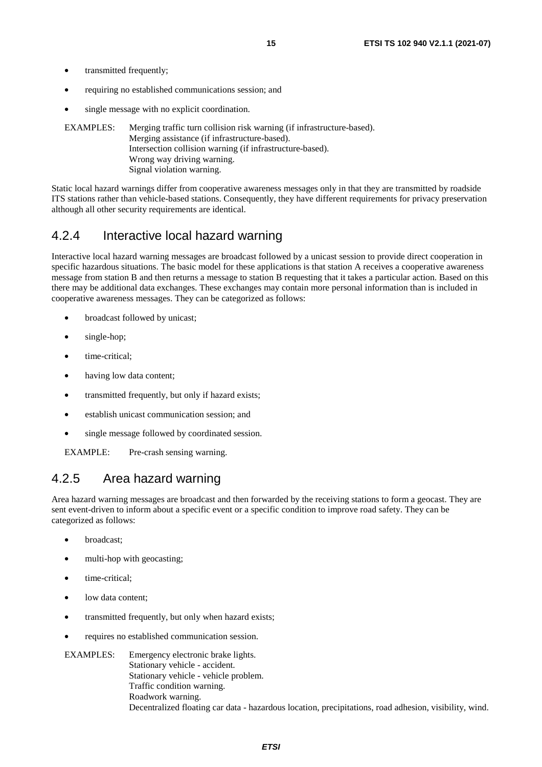- transmitted frequently;
- requiring no established communications session; and
- single message with no explicit coordination.

EXAMPLES: Merging traffic turn collision risk warning (if infrastructure-based).
Merging assistance (if infrastructure-based).
Intersection collision warning (if infrastructure-based).
Wrong way driving warning.
Signal violation warning.

Static local hazard warnings differ from cooperative awareness messages only in that they are transmitted by roadside ITS stations rather than vehicle-based stations. Consequently, they have different requirements for privacy preservation although all other security requirements are identical.

### 4.2.4 Interactive local hazard warning

Interactive local hazard warning messages are broadcast followed by a unicast session to provide direct cooperation in specific hazardous situations. The basic model for these applications is that station A receives a cooperative awareness message from station B and then returns a message to station B requesting that it takes a particular action. Based on this there may be additional data exchanges. These exchanges may contain more personal information than is included in cooperative awareness messages. They can be categorized as follows:

- broadcast followed by unicast;
- single-hop;
- time-critical;
- having low data content;
- transmitted frequently, but only if hazard exists;
- establish unicast communication session; and
- single message followed by coordinated session.

EXAMPLE: Pre-crash sensing warning.

### 4.2.5 Area hazard warning

Area hazard warning messages are broadcast and then forwarded by the receiving stations to form a geocast. They are sent event-driven to inform about a specific event or a specific condition to improve road safety. They can be categorized as follows:

- broadcast;
- multi-hop with geocasting;
- time-critical;
- low data content;
- transmitted frequently, but only when hazard exists;
- requires no established communication session.

EXAMPLES: Emergency electronic brake lights.
Stationary vehicle - accident.
Stationary vehicle - vehicle problem.
Traffic condition warning.
Roadwork warning.
Decentralized floating car data - hazardous location, precipitations, road adhesion, visibility, wind.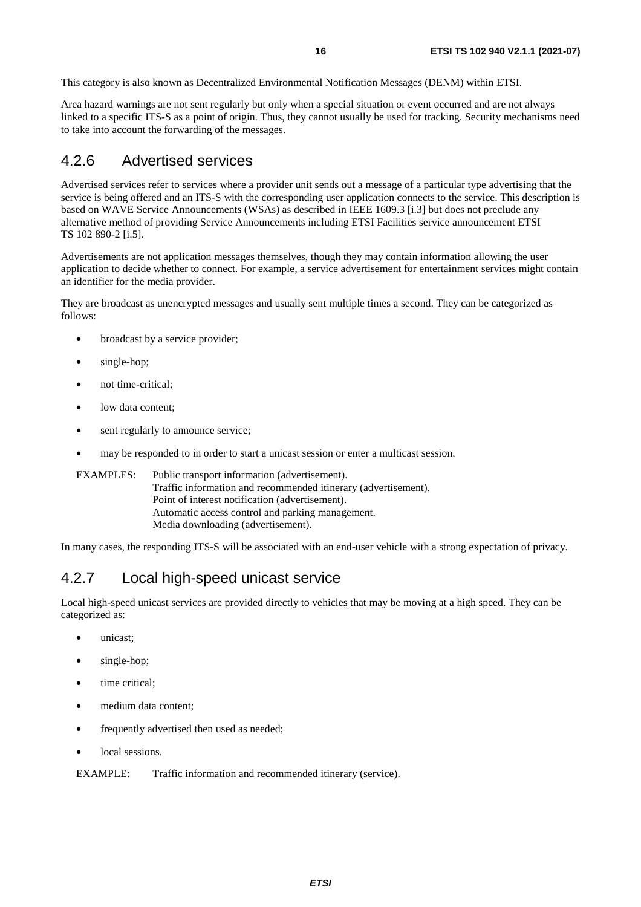This category is also known as Decentralized Environmental Notification Messages (DENM) within ETSI.

Area hazard warnings are not sent regularly but only when a special situation or event occurred and are not always linked to a specific ITS-S as a point of origin. Thus, they cannot usually be used for tracking. Security mechanisms need to take into account the forwarding of the messages.

### 4.2.6 Advertised services

Advertised services refer to services where a provider unit sends out a message of a particular type advertising that the service is being offered and an ITS-S with the corresponding user application connects to the service. This description is based on WAVE Service Announcements (WSAs) as described in IEEE 1609.3 [i.3] but does not preclude any alternative method of providing Service Announcements including ETSI Facilities service announcement ETSI TS 102 890-2 [i.5].

Advertisements are not application messages themselves, though they may contain information allowing the user application to decide whether to connect. For example, a service advertisement for entertainment services might contain an identifier for the media provider.

They are broadcast as unencrypted messages and usually sent multiple times a second. They can be categorized as follows:

- broadcast by a service provider;
- single-hop;
- not time-critical;
- low data content;
- sent regularly to announce service;
- may be responded to in order to start a unicast session or enter a multicast session.

EXAMPLES: Public transport information (advertisement).
Traffic information and recommended itinerary (advertisement).
Point of interest notification (advertisement).
Automatic access control and parking management.
Media downloading (advertisement).

In many cases, the responding ITS-S will be associated with an end-user vehicle with a strong expectation of privacy.

### 4.2.7 Local high-speed unicast service

Local high-speed unicast services are provided directly to vehicles that may be moving at a high speed. They can be categorized as:

- unicast;
- single-hop;
- time critical;
- medium data content;
- frequently advertised then used as needed;
- local sessions.

EXAMPLE: Traffic information and recommended itinerary (service).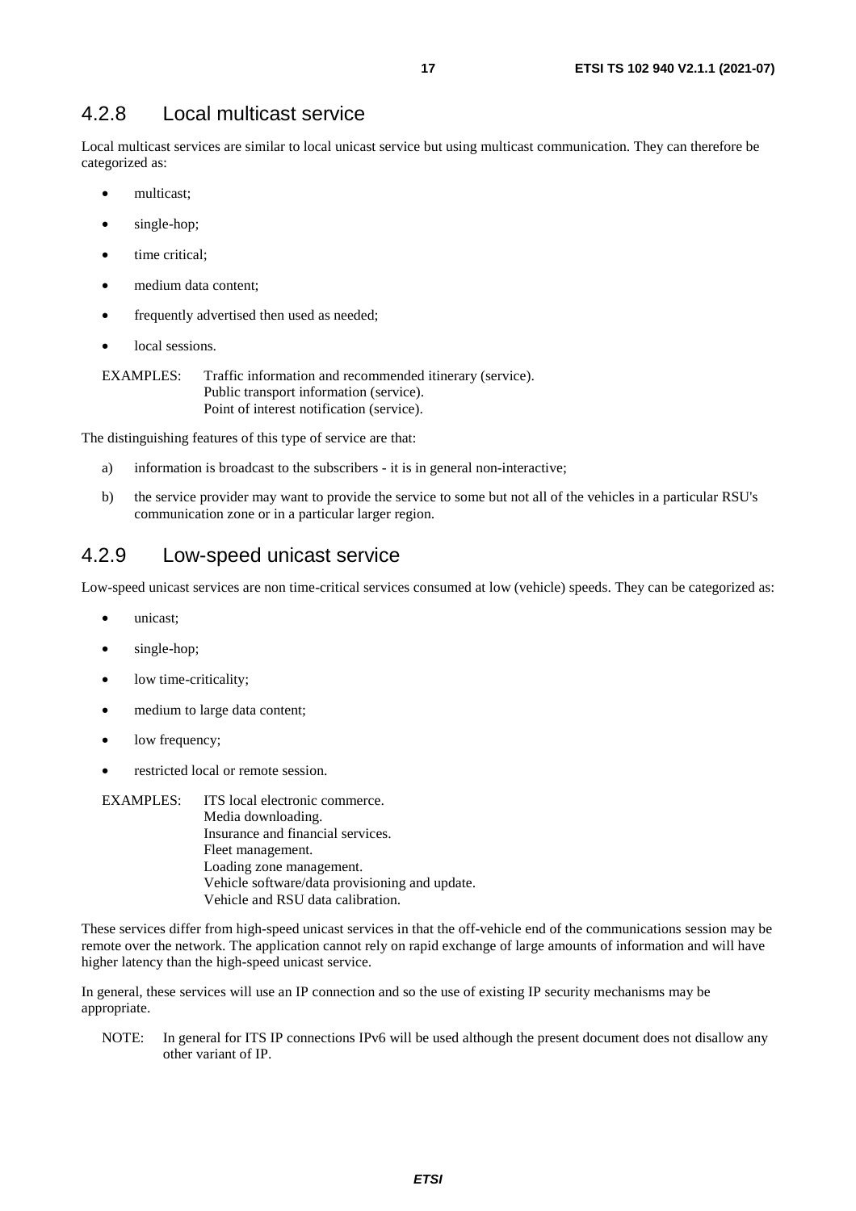### 4.2.8 Local multicast service

Local multicast services are similar to local unicast service but using multicast communication. They can therefore be categorized as:

- multicast;
- single-hop;
- time critical;
- medium data content;
- frequently advertised then used as needed;
- local sessions.

EXAMPLES: Traffic information and recommended itinerary (service).
Public transport information (service).
Point of interest notification (service).

The distinguishing features of this type of service are that:

a) information is broadcast to the subscribers - it is in general non-interactive;

b) the service provider may want to provide the service to some but not all of the vehicles in a particular RSU's communication zone or in a particular larger region.

### 4.2.9 Low-speed unicast service

Low-speed unicast services are non time-critical services consumed at low (vehicle) speeds. They can be categorized as:

- unicast;
- single-hop;
- low time-criticality;
- medium to large data content;
- low frequency;
- restricted local or remote session.

EXAMPLES: ITS local electronic commerce.
Media downloading.
Insurance and financial services.
Fleet management.
Loading zone management.
Vehicle software/data provisioning and update.
Vehicle and RSU data calibration.

These services differ from high-speed unicast services in that the off-vehicle end of the communications session may be remote over the network. The application cannot rely on rapid exchange of large amounts of information and will have higher latency than the high-speed unicast service.

In general, these services will use an IP connection and so the use of existing IP security mechanisms may be appropriate.

NOTE: In general for ITS IP connections IPv6 will be used although the present document does not disallow any other variant of IP.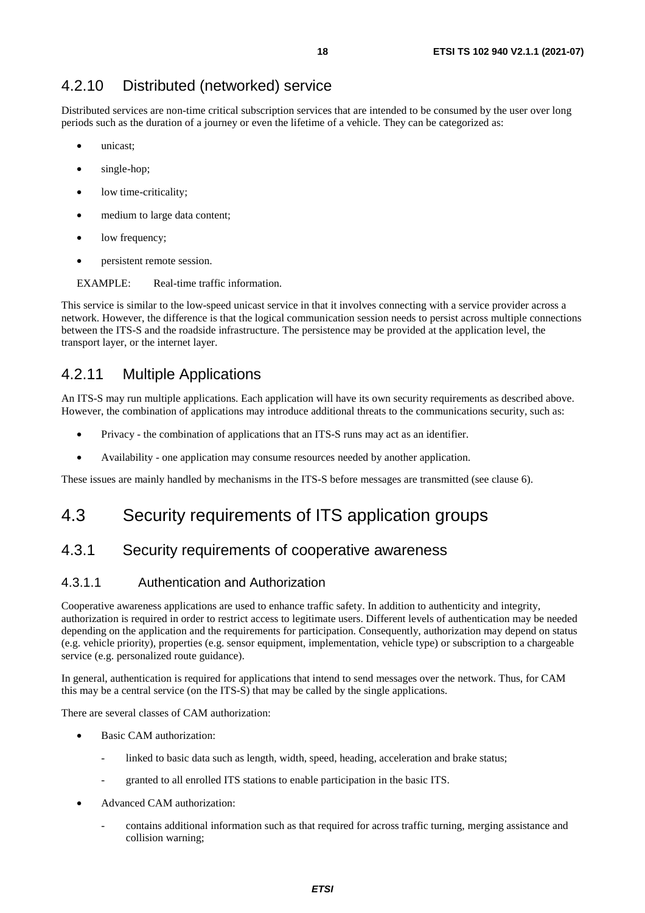### 4.2.10 Distributed (networked) service

Distributed services are non-time critical subscription services that are intended to be consumed by the user over long periods such as the duration of a journey or even the lifetime of a vehicle. They can be categorized as:

- unicast;
- single-hop;
- low time-criticality;
- medium to large data content;
- low frequency;
- persistent remote session.

EXAMPLE: Real-time traffic information.

This service is similar to the low-speed unicast service in that it involves connecting with a service provider across a network. However, the difference is that the logical communication session needs to persist across multiple connections between the ITS-S and the roadside infrastructure. The persistence may be provided at the application level, the transport layer, or the internet layer.

### 4.2.11 Multiple Applications

An ITS-S may run multiple applications. Each application will have its own security requirements as described above. However, the combination of applications may introduce additional threats to the communications security, such as:

- Privacy - the combination of applications that an ITS-S runs may act as an identifier.
- Availability - one application may consume resources needed by another application.

These issues are mainly handled by mechanisms in the ITS-S before messages are transmitted (see clause 6).

## 4.3 Security requirements of ITS application groups

### 4.3.1 Security requirements of cooperative awareness

#### 4.3.1.1 Authentication and Authorization

Cooperative awareness applications are used to enhance traffic safety. In addition to authenticity and integrity, authorization is required in order to restrict access to legitimate users. Different levels of authentication may be needed depending on the application and the requirements for participation. Consequently, authorization may depend on status (e.g. vehicle priority), properties (e.g. sensor equipment, implementation, vehicle type) or subscription to a chargeable service (e.g. personalized route guidance).

In general, authentication is required for applications that intend to send messages over the network. Thus, for CAM this may be a central service (on the ITS-S) that may be called by the single applications.

There are several classes of CAM authorization:

- Basic CAM authorization:
  - linked to basic data such as length, width, speed, heading, acceleration and brake status;
  - granted to all enrolled ITS stations to enable participation in the basic ITS.
- Advanced CAM authorization:
  - contains additional information such as that required for across traffic turning, merging assistance and collision warning;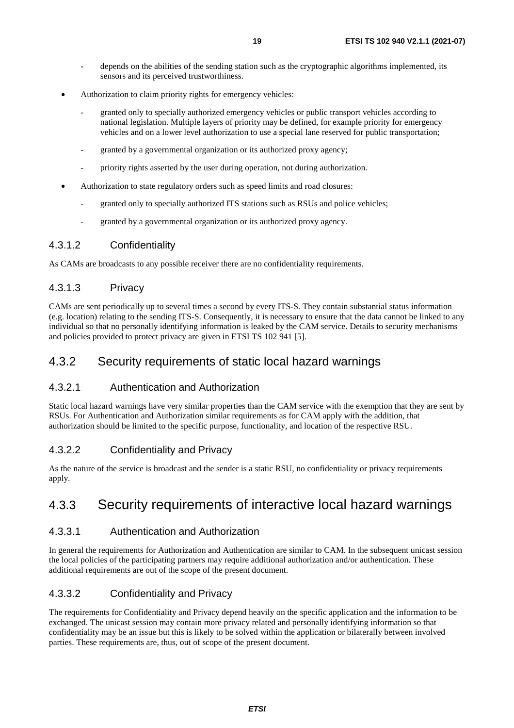- depends on the abilities of the sending station such as the cryptographic algorithms implemented, its sensors and its perceived trustworthiness.

- Authorization to claim priority rights for emergency vehicles:
  - granted only to specially authorized emergency vehicles or public transport vehicles according to national legislation. Multiple layers of priority may be defined, for example priority for emergency vehicles and on a lower level authorization to use a special lane reserved for public transportation;
  - granted by a governmental organization or its authorized proxy agency;
  - priority rights asserted by the user during operation, not during authorization.

- Authorization to state regulatory orders such as speed limits and road closures:
  - granted only to specially authorized ITS stations such as RSUs and police vehicles;
  - granted by a governmental organization or its authorized proxy agency.

#### 4.3.1.2 Confidentiality

As CAMs are broadcasts to any possible receiver there are no confidentiality requirements.

#### 4.3.1.3 Privacy

CAMs are sent periodically up to several times a second by every ITS-S. They contain substantial status information (e.g. location) relating to the sending ITS-S. Consequently, it is necessary to ensure that the data cannot be linked to any individual so that no personally identifying information is leaked by the CAM service. Details to security mechanisms and policies provided to protect privacy are given in ETSI TS 102 941 [5].

### 4.3.2 Security requirements of static local hazard warnings

#### 4.3.2.1 Authentication and Authorization

Static local hazard warnings have very similar properties than the CAM service with the exemption that they are sent by RSUs. For Authentication and Authorization similar requirements as for CAM apply with the addition, that authorization should be limited to the specific purpose, functionality, and location of the respective RSU.

#### 4.3.2.2 Confidentiality and Privacy

As the nature of the service is broadcast and the sender is a static RSU, no confidentiality or privacy requirements apply.

### 4.3.3 Security requirements of interactive local hazard warnings

#### 4.3.3.1 Authentication and Authorization

In general the requirements for Authorization and Authentication are similar to CAM. In the subsequent unicast session the local policies of the participating partners may require additional authorization and/or authentication. These additional requirements are out of the scope of the present document.

#### 4.3.3.2 Confidentiality and Privacy

The requirements for Confidentiality and Privacy depend heavily on the specific application and the information to be exchanged. The unicast session may contain more privacy related and personally identifying information so that confidentiality may be an issue but this is likely to be solved within the application or bilaterally between involved parties. These requirements are, thus, out of scope of the present document.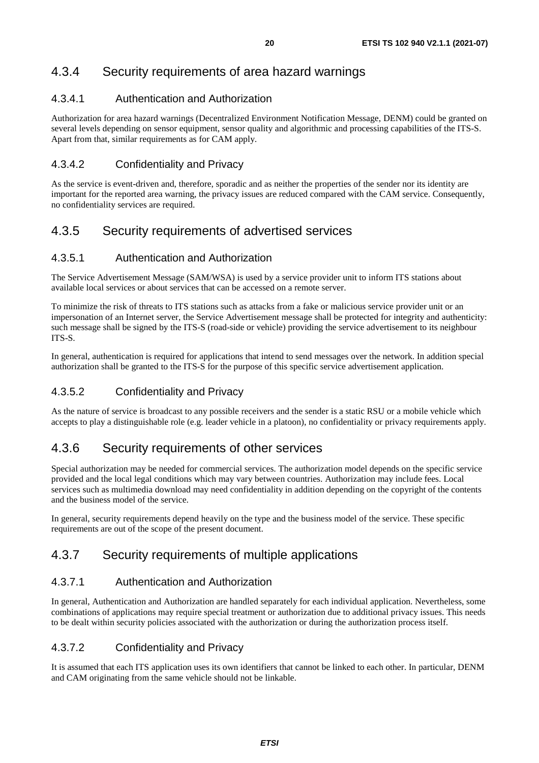### 4.3.4 Security requirements of area hazard warnings

#### 4.3.4.1 Authentication and Authorization

Authorization for area hazard warnings (Decentralized Environment Notification Message, DENM) could be granted on several levels depending on sensor equipment, sensor quality and algorithmic and processing capabilities of the ITS-S. Apart from that, similar requirements as for CAM apply.

#### 4.3.4.2 Confidentiality and Privacy

As the service is event-driven and, therefore, sporadic and as neither the properties of the sender nor its identity are important for the reported area warning, the privacy issues are reduced compared with the CAM service. Consequently, no confidentiality services are required.

### 4.3.5 Security requirements of advertised services

#### 4.3.5.1 Authentication and Authorization

The Service Advertisement Message (SAM/WSA) is used by a service provider unit to inform ITS stations about available local services or about services that can be accessed on a remote server.

To minimize the risk of threats to ITS stations such as attacks from a fake or malicious service provider unit or an impersonation of an Internet server, the Service Advertisement message shall be protected for integrity and authenticity: such message shall be signed by the ITS-S (road-side or vehicle) providing the service advertisement to its neighbour ITS-S.

In general, authentication is required for applications that intend to send messages over the network. In addition special authorization shall be granted to the ITS-S for the purpose of this specific service advertisement application.

#### 4.3.5.2 Confidentiality and Privacy

As the nature of service is broadcast to any possible receivers and the sender is a static RSU or a mobile vehicle which accepts to play a distinguishable role (e.g. leader vehicle in a platoon), no confidentiality or privacy requirements apply.

### 4.3.6 Security requirements of other services

Special authorization may be needed for commercial services. The authorization model depends on the specific service provided and the local legal conditions which may vary between countries. Authorization may include fees. Local services such as multimedia download may need confidentiality in addition depending on the copyright of the contents and the business model of the service.

In general, security requirements depend heavily on the type and the business model of the service. These specific requirements are out of the scope of the present document.

### 4.3.7 Security requirements of multiple applications

#### 4.3.7.1 Authentication and Authorization

In general, Authentication and Authorization are handled separately for each individual application. Nevertheless, some combinations of applications may require special treatment or authorization due to additional privacy issues. This needs to be dealt within security policies associated with the authorization or during the authorization process itself.

#### 4.3.7.2 Confidentiality and Privacy

It is assumed that each ITS application uses its own identifiers that cannot be linked to each other. In particular, DENM and CAM originating from the same vehicle should not be linkable.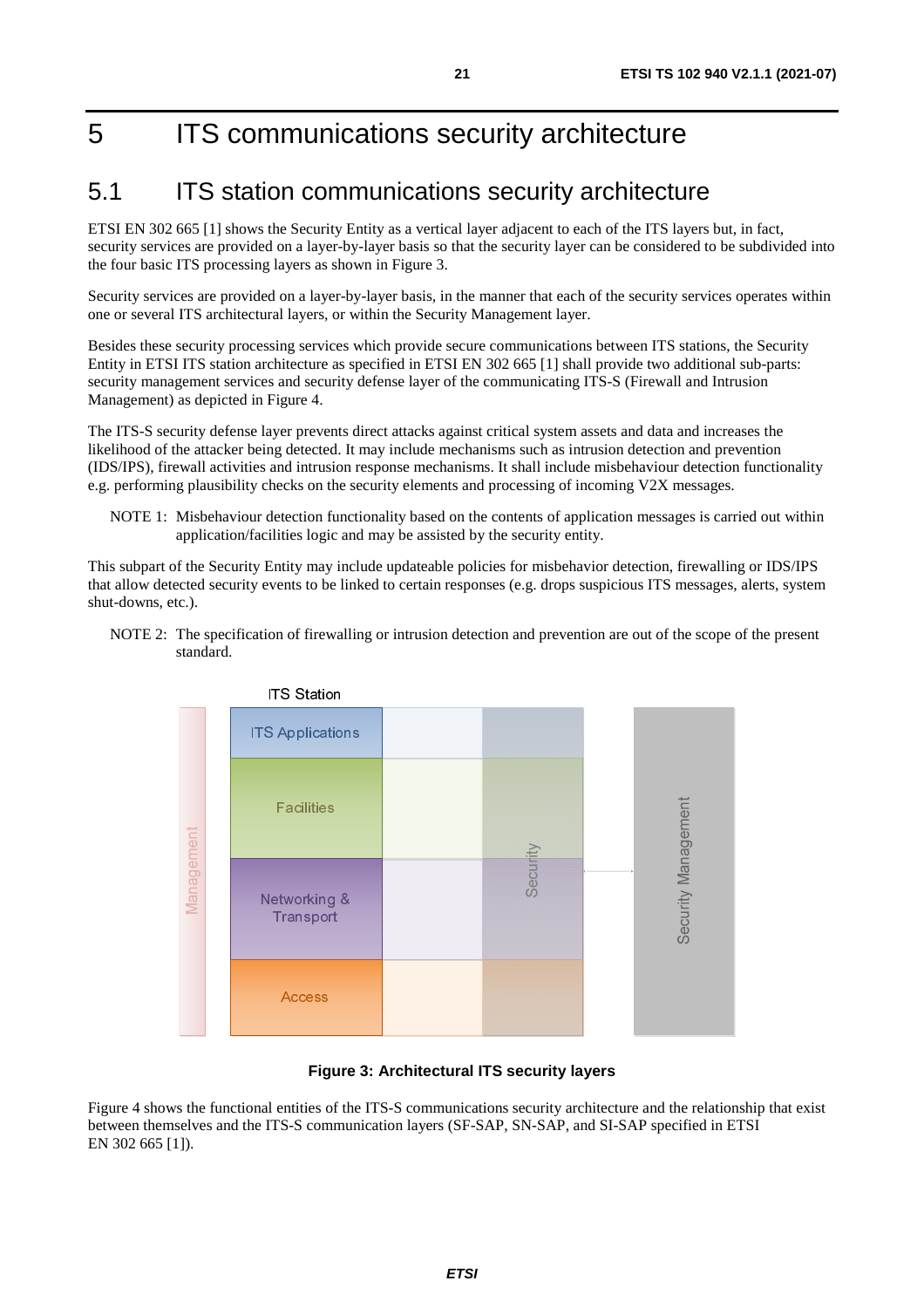# 5 ITS communications security architecture

## 5.1 ITS station communications security architecture

ETSI EN 302 665 [1] shows the Security Entity as a vertical layer adjacent to each of the ITS layers but, in fact, security services are provided on a layer-by-layer basis so that the security layer can be considered to be subdivided into the four basic ITS processing layers as shown in Figure 3.

Security services are provided on a layer-by-layer basis, in the manner that each of the security services operates within one or several ITS architectural layers, or within the Security Management layer.

Besides these security processing services which provide secure communications between ITS stations, the Security Entity in ETSI ITS station architecture as specified in ETSI EN 302 665 [1] shall provide two additional sub-parts: security management services and security defense layer of the communicating ITS-S (Firewall and Intrusion Management) as depicted in Figure 4.

The ITS-S security defense layer prevents direct attacks against critical system assets and data and increases the likelihood of the attacker being detected. It may include mechanisms such as intrusion detection and prevention (IDS/IPS), firewall activities and intrusion response mechanisms. It shall include misbehaviour detection functionality e.g. performing plausibility checks on the security elements and processing of incoming V2X messages.

NOTE 1: Misbehaviour detection functionality based on the contents of application messages is carried out within application/facilities logic and may be assisted by the security entity.

This subpart of the Security Entity may include updateable policies for misbehavior detection, firewalling or IDS/IPS that allow detected security events to be linked to certain responses (e.g. drops suspicious ITS messages, alerts, system shut-downs, etc.).

NOTE 2: The specification of firewalling or intrusion detection and prevention are out of the scope of the present standard.

ITS Station

Management | ITS Applications | Facilities | Networking & Transport | Access | Security | Security Management

**Figure 3: Architectural ITS security layers**

Figure 4 shows the functional entities of the ITS-S communications security architecture and the relationship that exist between themselves and the ITS-S communication layers (SF-SAP, SN-SAP, and SI-SAP specified in ETSI EN 302 665 [1]).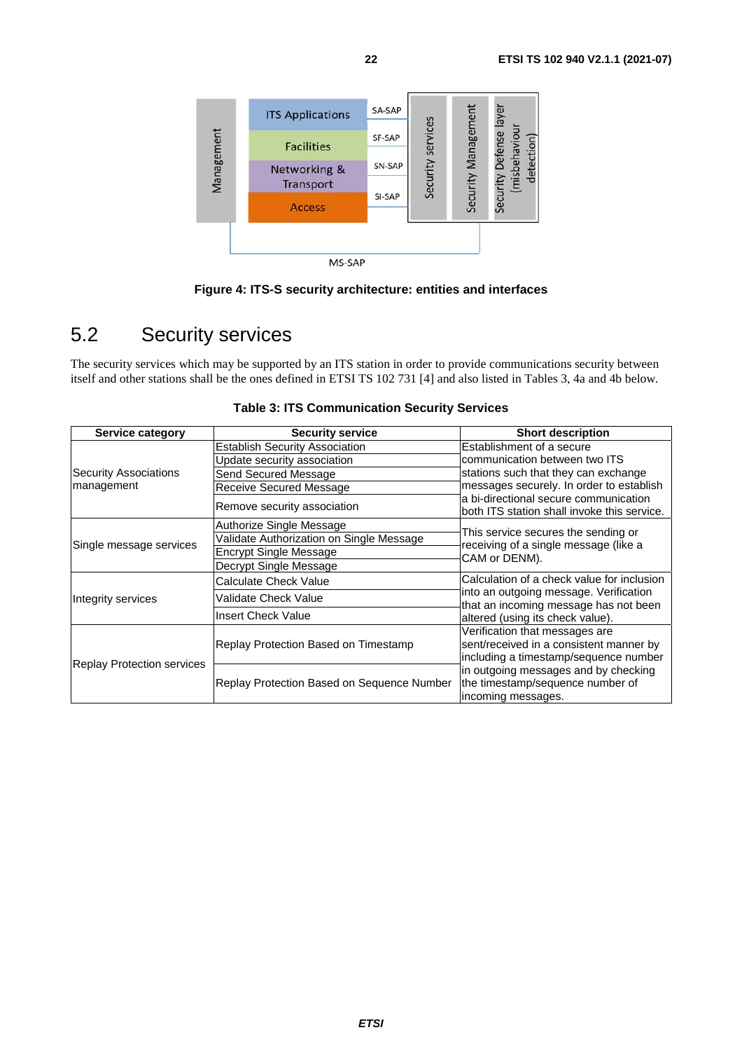Figure 4: ITS-S security architecture: entities and interfaces

## 5.2 Security services

The security services which may be supported by an ITS station in order to provide communications security between itself and other stations shall be the ones defined in ETSI TS 102 731 [4] and also listed in Tables 3, 4a and 4b below.

**Table 3: ITS Communication Security Services**

| Service category | Security service | Short description |
|---|---|---|
| Security Associations management | Establish Security Association | Establishment of a secure communication between two ITS stations such that they can exchange messages securely. In order to establish a bi-directional secure communication both ITS station shall invoke this service. |
| | Update security association | |
| | Send Secured Message | |
| | Receive Secured Message | |
| | Remove security association | |
| Single message services | Authorize Single Message | This service secures the sending or receiving of a single message (like a CAM or DENM). |
| | Validate Authorization on Single Message | |
| | Encrypt Single Message | |
| | Decrypt Single Message | |
| Integrity services | Calculate Check Value | Calculation of a check value for inclusion into an outgoing message. Verification that an incoming message has not been altered (using its check value). |
| | Validate Check Value | |
| | Insert Check Value | |
| Replay Protection services | Replay Protection Based on Timestamp | Verification that messages are sent/received in a consistent manner by including a timestamp/sequence number in outgoing messages and by checking the timestamp/sequence number of incoming messages. |
| | Replay Protection Based on Sequence Number | |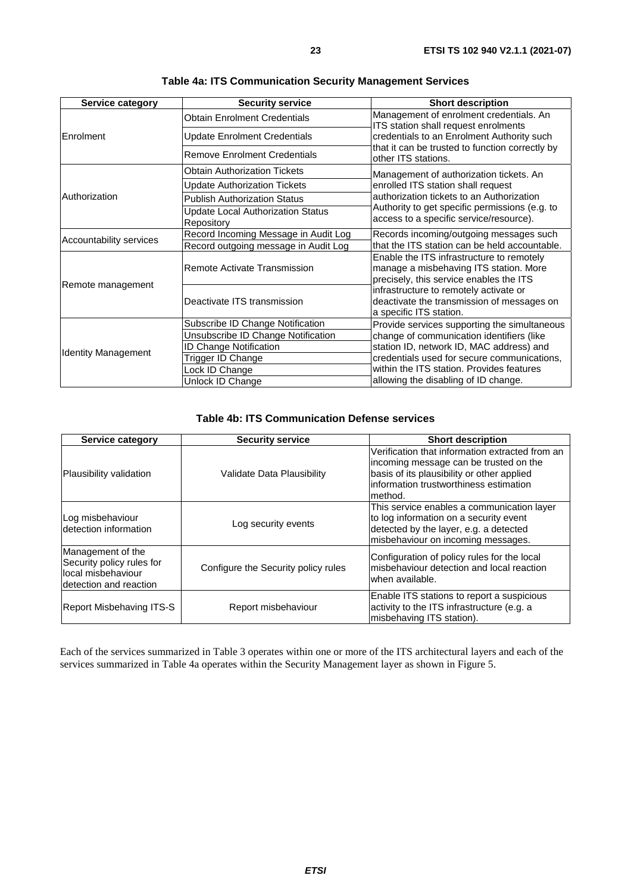**Table 4a: ITS Communication Security Management Services**

| Service category | Security service | Short description |
|---|---|---|
| Enrolment | Obtain Enrolment Credentials | Management of enrolment credentials. An ITS station shall request enrolments credentials to an Enrolment Authority such that it can be trusted to function correctly by other ITS stations. |
| | Update Enrolment Credentials | |
| | Remove Enrolment Credentials | |
| Authorization | Obtain Authorization Tickets | Management of authorization tickets. An enrolled ITS station shall request authorization tickets to an Authorization Authority to get specific permissions (e.g. to access to a specific service/resource). |
| | Update Authorization Tickets | |
| | Publish Authorization Status | |
| | Update Local Authorization Status Repository | |
| Accountability services | Record Incoming Message in Audit Log | Records incoming/outgoing messages such that the ITS station can be held accountable. |
| | Record outgoing message in Audit Log | |
| Remote management | Remote Activate Transmission | Enable the ITS infrastructure to remotely manage a misbehaving ITS station. More precisely, this service enables the ITS infrastructure to remotely activate or deactivate the transmission of messages on a specific ITS station. |
| | Deactivate ITS transmission | |
| Identity Management | Subscribe ID Change Notification | Provide services supporting the simultaneous change of communication identifiers (like station ID, network ID, MAC address) and credentials used for secure communications, within the ITS station. Provides features allowing the disabling of ID change. |
| | Unsubscribe ID Change Notification | |
| | ID Change Notification | |
| | Trigger ID Change | |
| | Lock ID Change | |
| | Unlock ID Change | |

**Table 4b: ITS Communication Defense services**

| Service category | Security service | Short description |
|---|---|---|
| Plausibility validation | Validate Data Plausibility | Verification that information extracted from an incoming message can be trusted on the basis of its plausibility or other applied information trustworthiness estimation method. |
| Log misbehaviour detection information | Log security events | This service enables a communication layer to log information on a security event detected by the layer, e.g. a detected misbehaviour on incoming messages. |
| Management of the Security policy rules for local misbehaviour detection and reaction | Configure the Security policy rules | Configuration of policy rules for the local misbehaviour detection and local reaction when available. |
| Report Misbehaving ITS-S | Report misbehaviour | Enable ITS stations to report a suspicious activity to the ITS infrastructure (e.g. a misbehaving ITS station). |

Each of the services summarized in Table 3 operates within one or more of the ITS architectural layers and each of the services summarized in Table 4a operates within the Security Management layer as shown in Figure 5.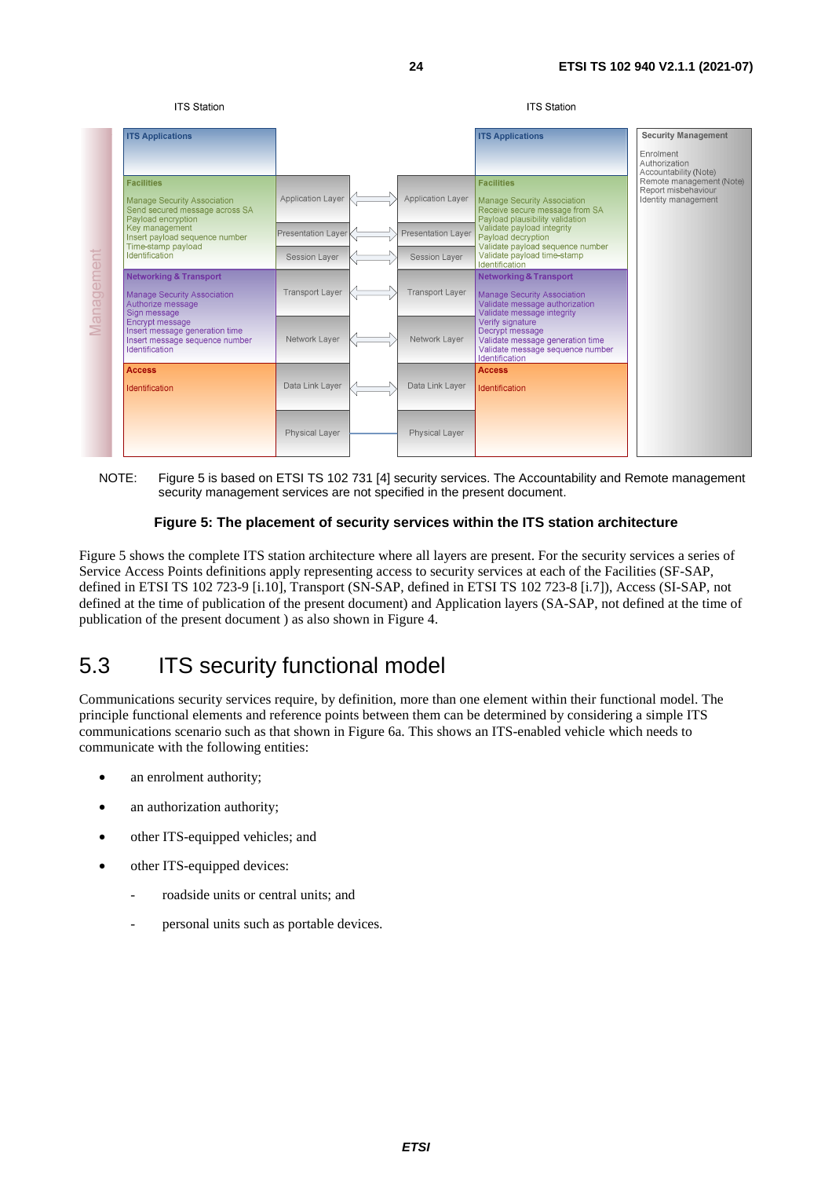ITS Station

ITS Station

| | ITS Station (sender) | | | ITS Station (receiver) | Security Management |
|---|---|---|---|---|---|
| **ITS Applications** | | | | **ITS Applications** | Enrolment<br>Authorization<br>Accountability (Note)<br>Remote management (Note)<br>Report misbehaviour<br>Identity management |
| **Facilities**<br>Manage Security Association<br>Send secured message across SA<br>Payload encryption<br>Key management<br>Insert payload sequence number<br>Time-stamp payload<br>Identification | Application Layer<br>Presentation Layer<br>Session Layer | ⟺ | Application Layer<br>Presentation Layer<br>Session Layer | **Facilities**<br>Manage Security Association<br>Receive secure message from SA<br>Payload plausibility validation<br>Validate payload integrity<br>Payload decryption<br>Validate payload sequence number<br>Validate payload time-stamp<br>Identification | |
| **Networking & Transport**<br>Manage Security Association<br>Authorize message<br>Sign message<br>Encrypt message<br>Insert message generation time<br>Insert message sequence number<br>Identification | Transport Layer<br>Network Layer | ⟺ | Transport Layer<br>Network Layer | **Networking & Transport**<br>Manage Security Association<br>Validate message authorization<br>Validate message integrity<br>Verify signature<br>Decrypt message<br>Validate message generation time<br>Validate message sequence number<br>Identification | |
| **Access**<br>Identification | Data Link Layer<br>Physical Layer | ⟺ | Data Link Layer<br>Physical Layer | **Access**<br>Identification | |

Management

NOTE: Figure 5 is based on ETSI TS 102 731 [4] security services. The Accountability and Remote management security management services are not specified in the present document.

**Figure 5: The placement of security services within the ITS station architecture**

Figure 5 shows the complete ITS station architecture where all layers are present. For the security services a series of Service Access Points definitions apply representing access to security services at each of the Facilities (SF-SAP, defined in ETSI TS 102 723-9 [i.10], Transport (SN-SAP, defined in ETSI TS 102 723-8 [i.7]), Access (SI-SAP, not defined at the time of publication of the present document) and Application layers (SA-SAP, not defined at the time of publication of the present document ) as also shown in Figure 4.

## 5.3 ITS security functional model

Communications security services require, by definition, more than one element within their functional model. The principle functional elements and reference points between them can be determined by considering a simple ITS communications scenario such as that shown in Figure 6a. This shows an ITS-enabled vehicle which needs to communicate with the following entities:

- an enrolment authority;
- an authorization authority;
- other ITS-equipped vehicles; and
- other ITS-equipped devices:
  - roadside units or central units; and
  - personal units such as portable devices.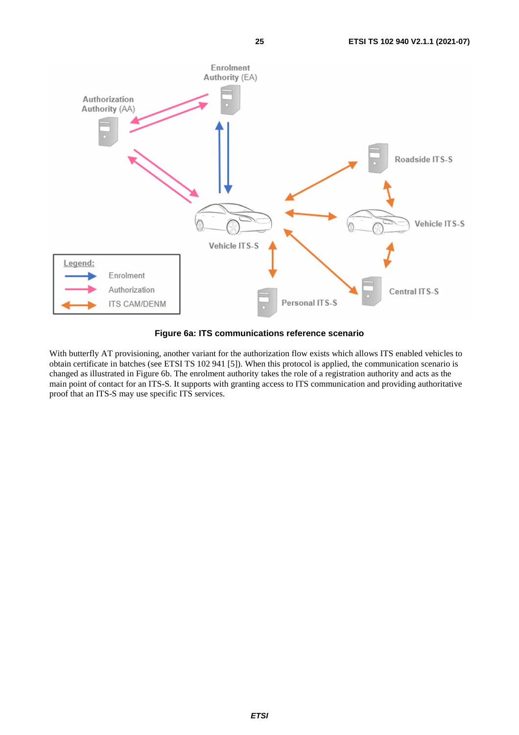Figure 6a: ITS communications reference scenario

With butterfly AT provisioning, another variant for the authorization flow exists which allows ITS enabled vehicles to obtain certificate in batches (see ETSI TS 102 941 [5]). When this protocol is applied, the communication scenario is changed as illustrated in Figure 6b. The enrolment authority takes the role of a registration authority and acts as the main point of contact for an ITS-S. It supports with granting access to ITS communication and providing authoritative proof that an ITS-S may use specific ITS services.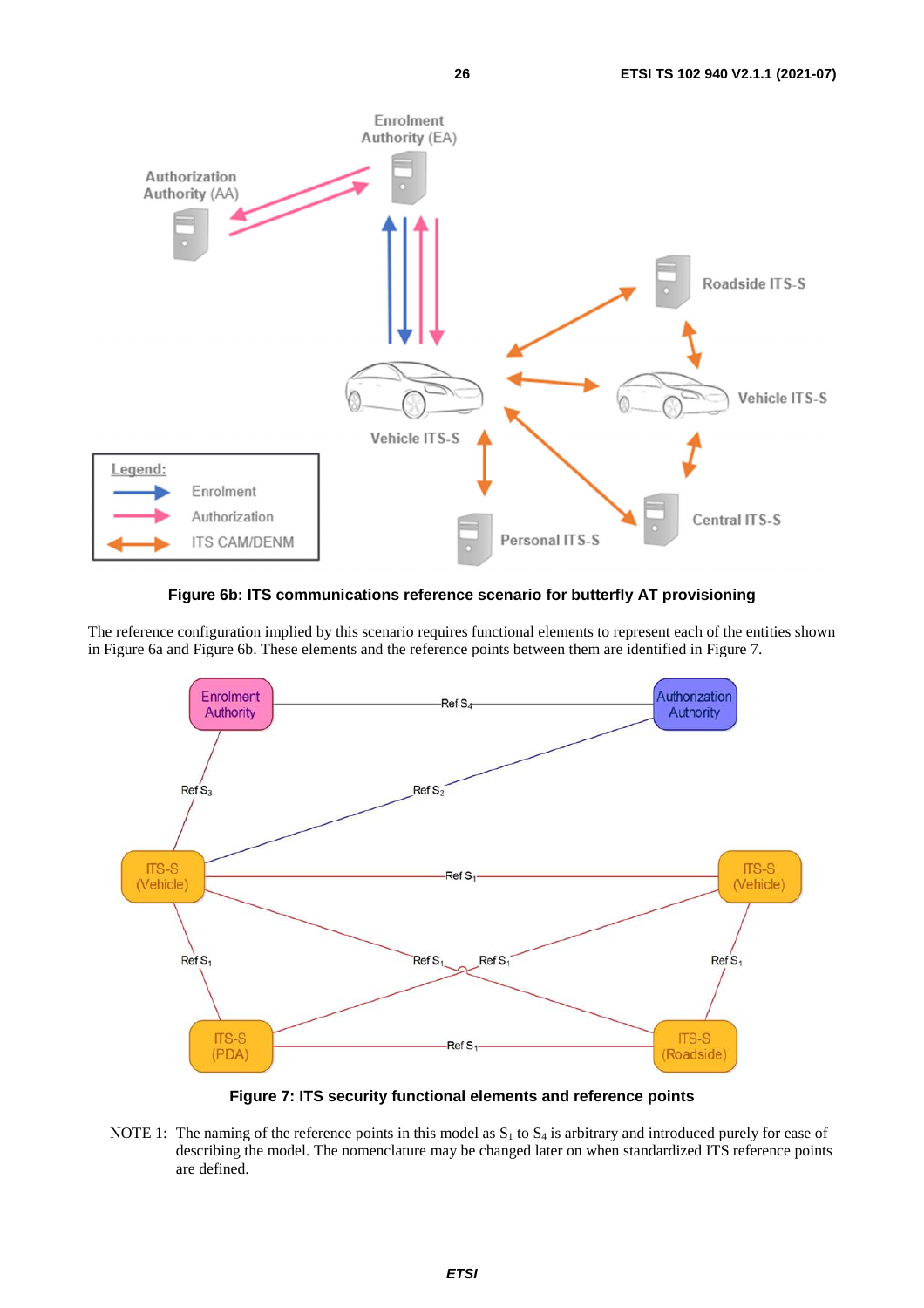**Figure 6b: ITS communications reference scenario for butterfly AT provisioning**

The reference configuration implied by this scenario requires functional elements to represent each of the entities shown in Figure 6a and Figure 6b. These elements and the reference points between them are identified in Figure 7.

**Figure 7: ITS security functional elements and reference points**

NOTE 1: The naming of the reference points in this model as $S_1$ to $S_4$ is arbitrary and introduced purely for ease of describing the model. The nomenclature may be changed later on when standardized ITS reference points are defined.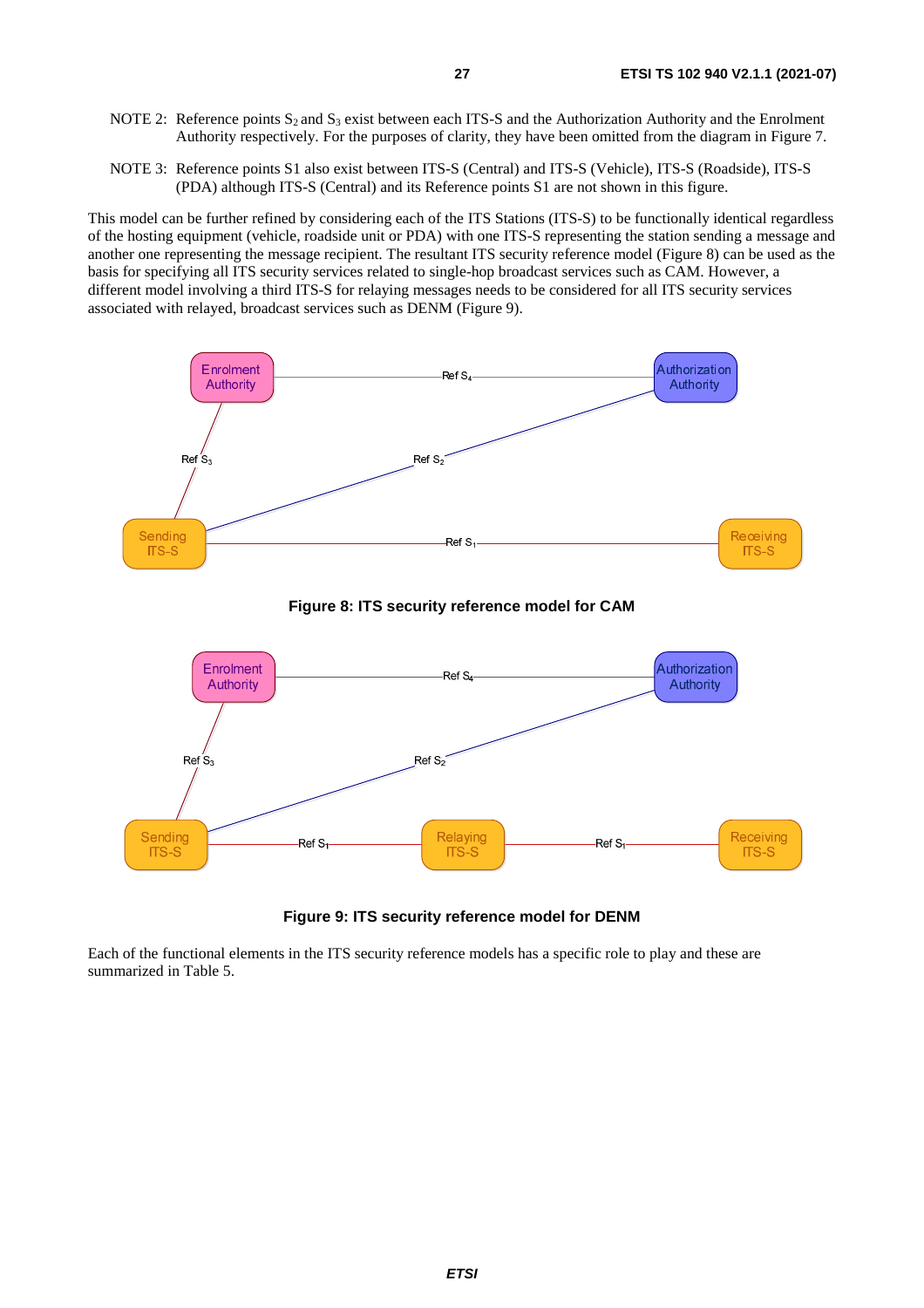NOTE 2: Reference points $S_2$ and $S_3$ exist between each ITS-S and the Authorization Authority and the Enrolment Authority respectively. For the purposes of clarity, they have been omitted from the diagram in Figure 7.

NOTE 3: Reference points S1 also exist between ITS-S (Central) and ITS-S (Vehicle), ITS-S (Roadside), ITS-S (PDA) although ITS-S (Central) and its Reference points S1 are not shown in this figure.

This model can be further refined by considering each of the ITS Stations (ITS-S) to be functionally identical regardless of the hosting equipment (vehicle, roadside unit or PDA) with one ITS-S representing the station sending a message and another one representing the message recipient. The resultant ITS security reference model (Figure 8) can be used as the basis for specifying all ITS security services related to single-hop broadcast services such as CAM. However, a different model involving a third ITS-S for relaying messages needs to be considered for all ITS security services associated with relayed, broadcast services such as DENM (Figure 9).

**Figure 8: ITS security reference model for CAM**

**Figure 9: ITS security reference model for DENM**

Each of the functional elements in the ITS security reference models has a specific role to play and these are summarized in Table 5.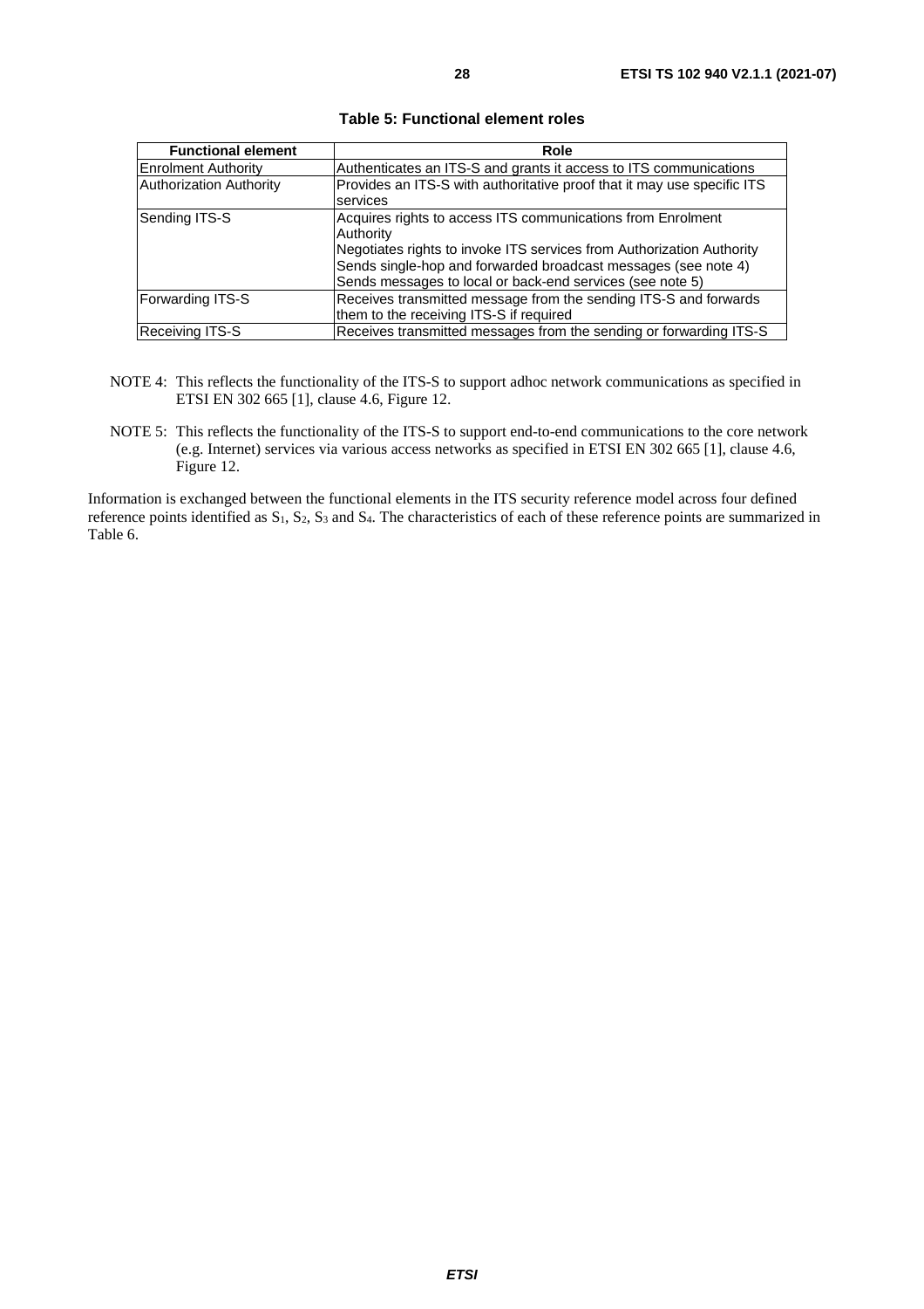**Table 5: Functional element roles**

| Functional element | Role |
| --- | --- |
| Enrolment Authority | Authenticates an ITS-S and grants it access to ITS communications |
| Authorization Authority | Provides an ITS-S with authoritative proof that it may use specific ITS services |
| Sending ITS-S | Acquires rights to access ITS communications from Enrolment Authority<br>Negotiates rights to invoke ITS services from Authorization Authority<br>Sends single-hop and forwarded broadcast messages (see note 4)<br>Sends messages to local or back-end services (see note 5) |
| Forwarding ITS-S | Receives transmitted message from the sending ITS-S and forwards them to the receiving ITS-S if required |
| Receiving ITS-S | Receives transmitted messages from the sending or forwarding ITS-S |

NOTE 4: This reflects the functionality of the ITS-S to support adhoc network communications as specified in ETSI EN 302 665 [1], clause 4.6, Figure 12.

NOTE 5: This reflects the functionality of the ITS-S to support end-to-end communications to the core network (e.g. Internet) services via various access networks as specified in ETSI EN 302 665 [1], clause 4.6, Figure 12.

Information is exchanged between the functional elements in the ITS security reference model across four defined reference points identified as $S_1$, $S_2$, $S_3$ and $S_4$. The characteristics of each of these reference points are summarized in Table 6.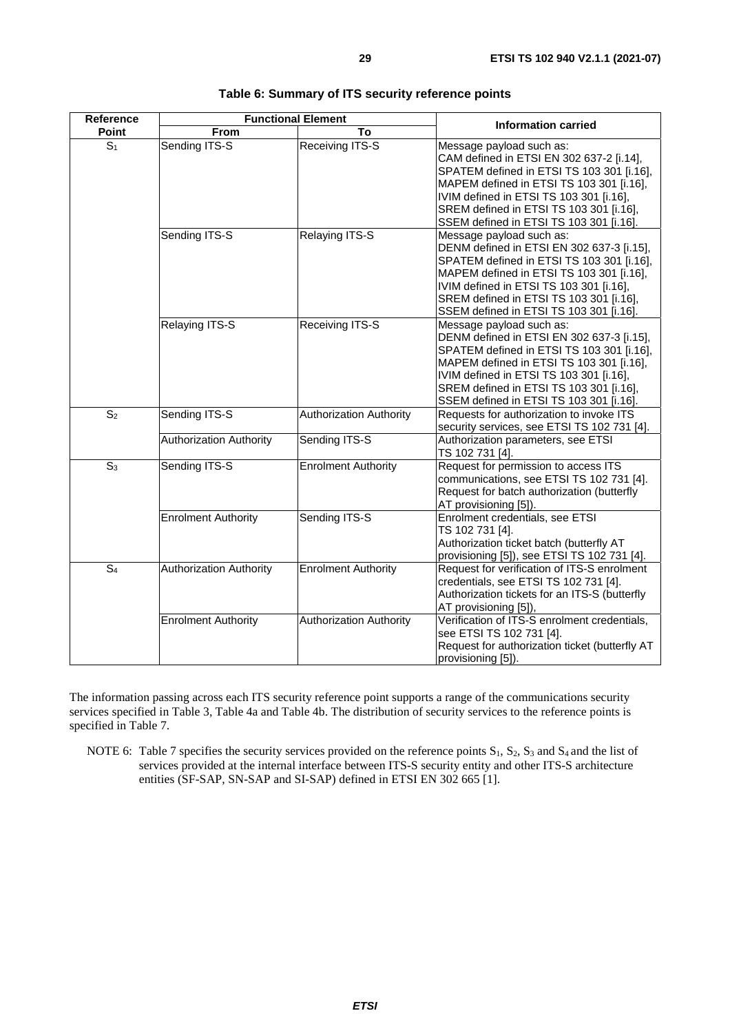**Table 6: Summary of ITS security reference points**

| Reference Point | Functional Element | | Information carried |
|---|---|---|---|
| | From | To | |
| $S_1$ | Sending ITS-S | Receiving ITS-S | Message payload such as:<br>CAM defined in ETSI EN 302 637-2 [i.14],<br>SPATEM defined in ETSI TS 103 301 [i.16],<br>MAPEM defined in ETSI TS 103 301 [i.16],<br>IVIM defined in ETSI TS 103 301 [i.16],<br>SREM defined in ETSI TS 103 301 [i.16],<br>SSEM defined in ETSI TS 103 301 [i.16]. |
| | Sending ITS-S | Relaying ITS-S | Message payload such as:<br>DENM defined in ETSI EN 302 637-3 [i.15],<br>SPATEM defined in ETSI TS 103 301 [i.16],<br>MAPEM defined in ETSI TS 103 301 [i.16],<br>IVIM defined in ETSI TS 103 301 [i.16],<br>SREM defined in ETSI TS 103 301 [i.16],<br>SSEM defined in ETSI TS 103 301 [i.16]. |
| | Relaying ITS-S | Receiving ITS-S | Message payload such as:<br>DENM defined in ETSI EN 302 637-3 [i.15],<br>SPATEM defined in ETSI TS 103 301 [i.16],<br>MAPEM defined in ETSI TS 103 301 [i.16],<br>IVIM defined in ETSI TS 103 301 [i.16],<br>SREM defined in ETSI TS 103 301 [i.16],<br>SSEM defined in ETSI TS 103 301 [i.16]. |
| $S_2$ | Sending ITS-S | Authorization Authority | Requests for authorization to invoke ITS security services, see ETSI TS 102 731 [4]. |
| | Authorization Authority | Sending ITS-S | Authorization parameters, see ETSI TS 102 731 [4]. |
| $S_3$ | Sending ITS-S | Enrolment Authority | Request for permission to access ITS communications, see ETSI TS 102 731 [4].<br>Request for batch authorization (butterfly AT provisioning [5]). |
| | Enrolment Authority | Sending ITS-S | Enrolment credentials, see ETSI TS 102 731 [4].<br>Authorization ticket batch (butterfly AT provisioning [5]), see ETSI TS 102 731 [4]. |
| $S_4$ | Authorization Authority | Enrolment Authority | Request for verification of ITS-S enrolment credentials, see ETSI TS 102 731 [4].<br>Authorization tickets for an ITS-S (butterfly AT provisioning [5]), |
| | Enrolment Authority | Authorization Authority | Verification of ITS-S enrolment credentials, see ETSI TS 102 731 [4].<br>Request for authorization ticket (butterfly AT provisioning [5]). |

The information passing across each ITS security reference point supports a range of the communications security services specified in Table 3, Table 4a and Table 4b. The distribution of security services to the reference points is specified in Table 7.

NOTE 6: Table 7 specifies the security services provided on the reference points $S_1$, $S_2$, $S_3$ and $S_4$ and the list of services provided at the internal interface between ITS-S security entity and other ITS-S architecture entities (SF-SAP, SN-SAP and SI-SAP) defined in ETSI EN 302 665 [1].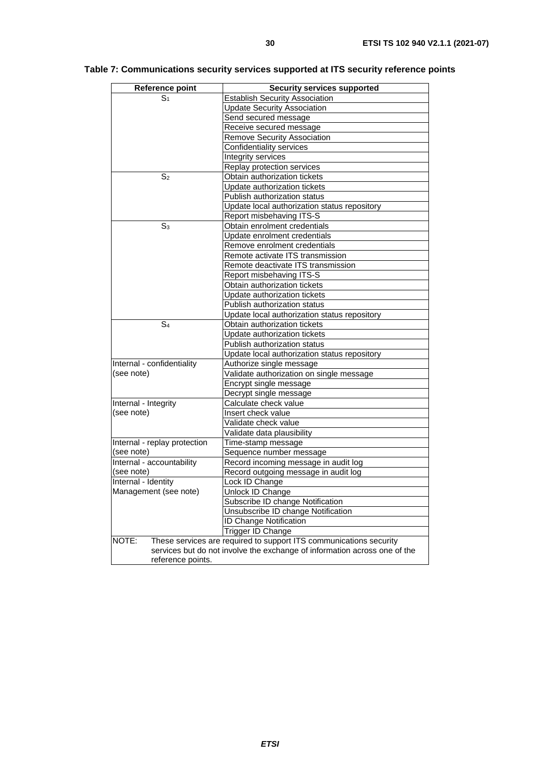**Table 7: Communications security services supported at ITS security reference points**

| Reference point | Security services supported |
|---|---|
| $S_1$ | Establish Security Association |
| | Update Security Association |
| | Send secured message |
| | Receive secured message |
| | Remove Security Association |
| | Confidentiality services |
| | Integrity services |
| | Replay protection services |
| $S_2$ | Obtain authorization tickets |
| | Update authorization tickets |
| | Publish authorization status |
| | Update local authorization status repository |
| | Report misbehaving ITS-S |
| $S_3$ | Obtain enrolment credentials |
| | Update enrolment credentials |
| | Remove enrolment credentials |
| | Remote activate ITS transmission |
| | Remote deactivate ITS transmission |
| | Report misbehaving ITS-S |
| | Obtain authorization tickets |
| | Update authorization tickets |
| | Publish authorization status |
| | Update local authorization status repository |
| $S_4$ | Obtain authorization tickets |
| | Update authorization tickets |
| | Publish authorization status |
| | Update local authorization status repository |
| Internal - confidentiality (see note) | Authorize single message |
| | Validate authorization on single message |
| | Encrypt single message |
| | Decrypt single message |
| Internal - Integrity (see note) | Calculate check value |
| | Insert check value |
| | Validate check value |
| | Validate data plausibility |
| Internal - replay protection (see note) | Time-stamp message |
| | Sequence number message |
| Internal - accountability (see note) | Record incoming message in audit log |
| | Record outgoing message in audit log |
| Internal - Identity Management (see note) | Lock ID Change |
| | Unlock ID Change |
| | Subscribe ID change Notification |
| | Unsubscribe ID change Notification |
| | ID Change Notification |
| | Trigger ID Change |
| NOTE: These services are required to support ITS communications security services but do not involve the exchange of information across one of the reference points. | |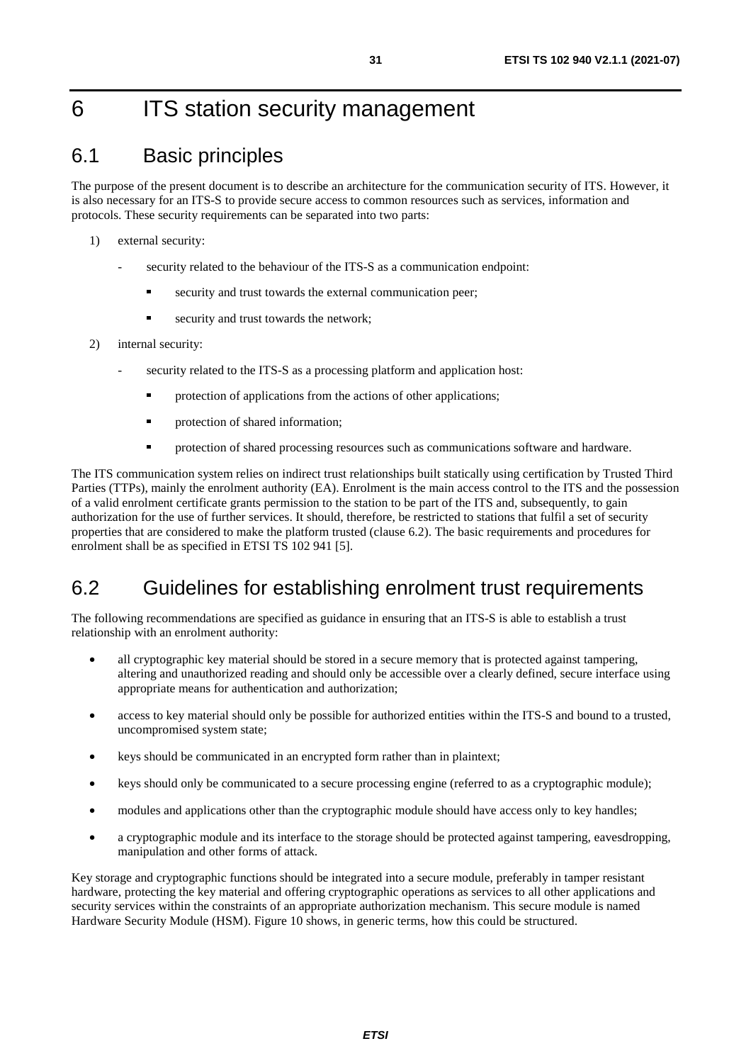# 6 ITS station security management

## 6.1 Basic principles

The purpose of the present document is to describe an architecture for the communication security of ITS. However, it is also necessary for an ITS-S to provide secure access to common resources such as services, information and protocols. These security requirements can be separated into two parts:

1) external security:
   - security related to the behaviour of the ITS-S as a communication endpoint:
     - security and trust towards the external communication peer;
     - security and trust towards the network;
2) internal security:
   - security related to the ITS-S as a processing platform and application host:
     - protection of applications from the actions of other applications;
     - protection of shared information;
     - protection of shared processing resources such as communications software and hardware.

The ITS communication system relies on indirect trust relationships built statically using certification by Trusted Third Parties (TTPs), mainly the enrolment authority (EA). Enrolment is the main access control to the ITS and the possession of a valid enrolment certificate grants permission to the station to be part of the ITS and, subsequently, to gain authorization for the use of further services. It should, therefore, be restricted to stations that fulfil a set of security properties that are considered to make the platform trusted (clause 6.2). The basic requirements and procedures for enrolment shall be as specified in ETSI TS 102 941 [5].

## 6.2 Guidelines for establishing enrolment trust requirements

The following recommendations are specified as guidance in ensuring that an ITS-S is able to establish a trust relationship with an enrolment authority:

- all cryptographic key material should be stored in a secure memory that is protected against tampering, altering and unauthorized reading and should only be accessible over a clearly defined, secure interface using appropriate means for authentication and authorization;
- access to key material should only be possible for authorized entities within the ITS-S and bound to a trusted, uncompromised system state;
- keys should be communicated in an encrypted form rather than in plaintext;
- keys should only be communicated to a secure processing engine (referred to as a cryptographic module);
- modules and applications other than the cryptographic module should have access only to key handles;
- a cryptographic module and its interface to the storage should be protected against tampering, eavesdropping, manipulation and other forms of attack.

Key storage and cryptographic functions should be integrated into a secure module, preferably in tamper resistant hardware, protecting the key material and offering cryptographic operations as services to all other applications and security services within the constraints of an appropriate authorization mechanism. This secure module is named Hardware Security Module (HSM). Figure 10 shows, in generic terms, how this could be structured.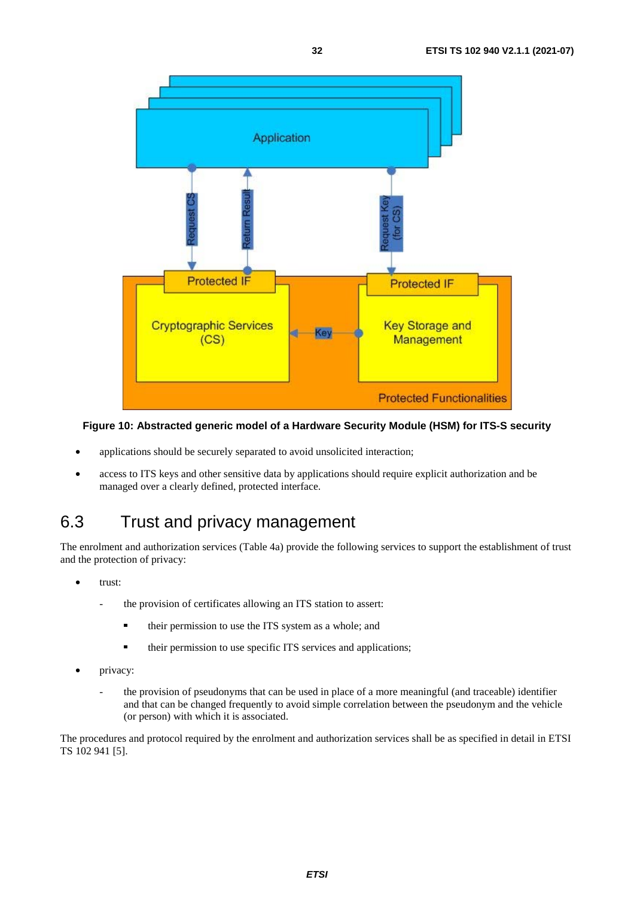**Figure 10: Abstracted generic model of a Hardware Security Module (HSM) for ITS-S security**

- applications should be securely separated to avoid unsolicited interaction;
- access to ITS keys and other sensitive data by applications should require explicit authorization and be managed over a clearly defined, protected interface.

## 6.3 Trust and privacy management

The enrolment and authorization services (Table 4a) provide the following services to support the establishment of trust and the protection of privacy:

- trust:
  - the provision of certificates allowing an ITS station to assert:
    - their permission to use the ITS system as a whole; and
    - their permission to use specific ITS services and applications;
- privacy:
  - the provision of pseudonyms that can be used in place of a more meaningful (and traceable) identifier and that can be changed frequently to avoid simple correlation between the pseudonym and the vehicle (or person) with which it is associated.

The procedures and protocol required by the enrolment and authorization services shall be as specified in detail in ETSI TS 102 941 [5].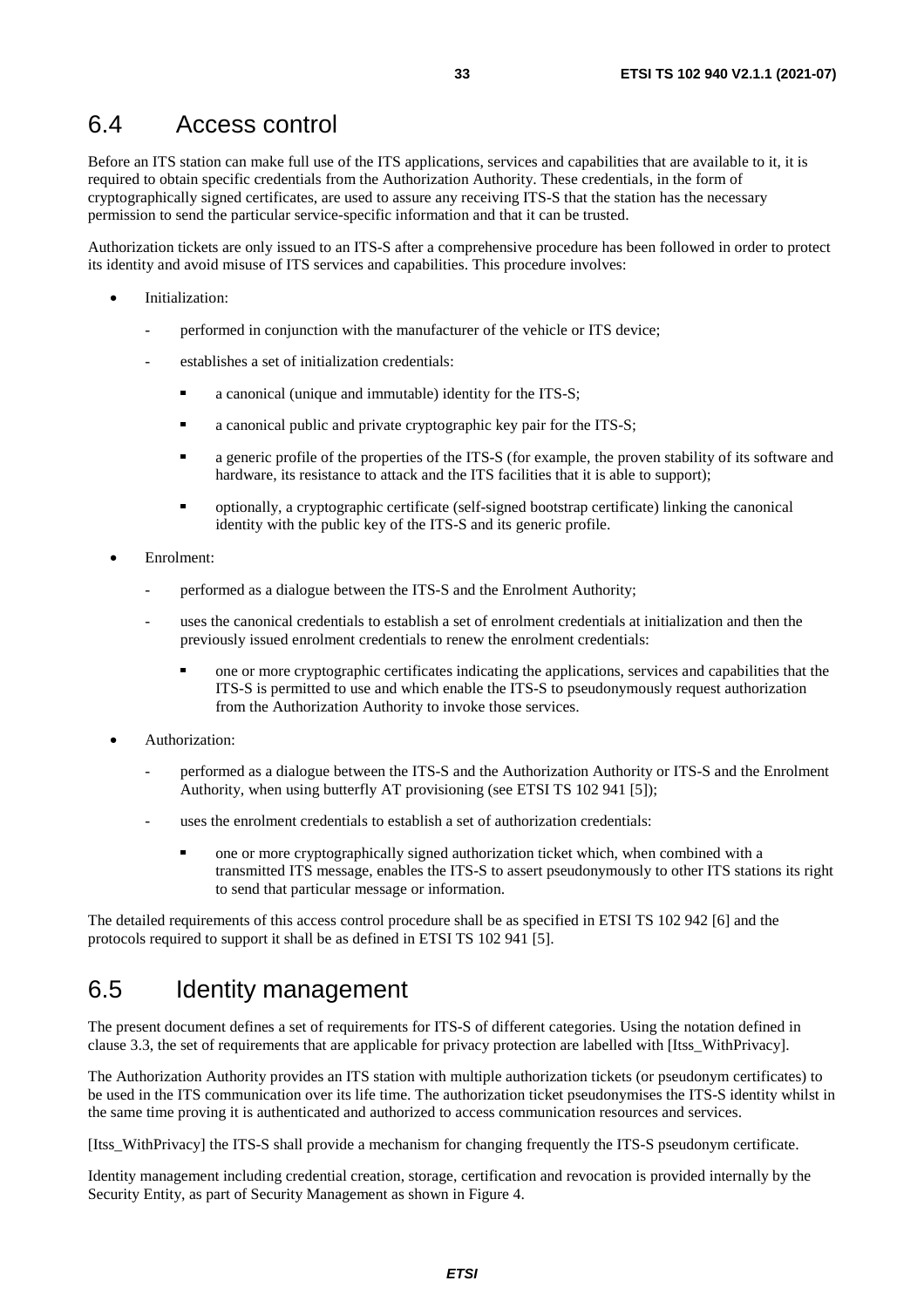## 6.4 Access control

Before an ITS station can make full use of the ITS applications, services and capabilities that are available to it, it is required to obtain specific credentials from the Authorization Authority. These credentials, in the form of cryptographically signed certificates, are used to assure any receiving ITS-S that the station has the necessary permission to send the particular service-specific information and that it can be trusted.

Authorization tickets are only issued to an ITS-S after a comprehensive procedure has been followed in order to protect its identity and avoid misuse of ITS services and capabilities. This procedure involves:

- Initialization:
  - performed in conjunction with the manufacturer of the vehicle or ITS device;
  - establishes a set of initialization credentials:
    - a canonical (unique and immutable) identity for the ITS-S;
    - a canonical public and private cryptographic key pair for the ITS-S;
    - a generic profile of the properties of the ITS-S (for example, the proven stability of its software and hardware, its resistance to attack and the ITS facilities that it is able to support);
    - optionally, a cryptographic certificate (self-signed bootstrap certificate) linking the canonical identity with the public key of the ITS-S and its generic profile.
- Enrolment:
  - performed as a dialogue between the ITS-S and the Enrolment Authority;
  - uses the canonical credentials to establish a set of enrolment credentials at initialization and then the previously issued enrolment credentials to renew the enrolment credentials:
    - one or more cryptographic certificates indicating the applications, services and capabilities that the ITS-S is permitted to use and which enable the ITS-S to pseudonymously request authorization from the Authorization Authority to invoke those services.
- Authorization:
  - performed as a dialogue between the ITS-S and the Authorization Authority or ITS-S and the Enrolment Authority, when using butterfly AT provisioning (see ETSI TS 102 941 [5]);
  - uses the enrolment credentials to establish a set of authorization credentials:
    - one or more cryptographically signed authorization ticket which, when combined with a transmitted ITS message, enables the ITS-S to assert pseudonymously to other ITS stations its right to send that particular message or information.

The detailed requirements of this access control procedure shall be as specified in ETSI TS 102 942 [6] and the protocols required to support it shall be as defined in ETSI TS 102 941 [5].

## 6.5 Identity management

The present document defines a set of requirements for ITS-S of different categories. Using the notation defined in clause 3.3, the set of requirements that are applicable for privacy protection are labelled with [Itss_WithPrivacy].

The Authorization Authority provides an ITS station with multiple authorization tickets (or pseudonym certificates) to be used in the ITS communication over its life time. The authorization ticket pseudonymises the ITS-S identity whilst in the same time proving it is authenticated and authorized to access communication resources and services.

[Itss_WithPrivacy] the ITS-S shall provide a mechanism for changing frequently the ITS-S pseudonym certificate.

Identity management including credential creation, storage, certification and revocation is provided internally by the Security Entity, as part of Security Management as shown in Figure 4.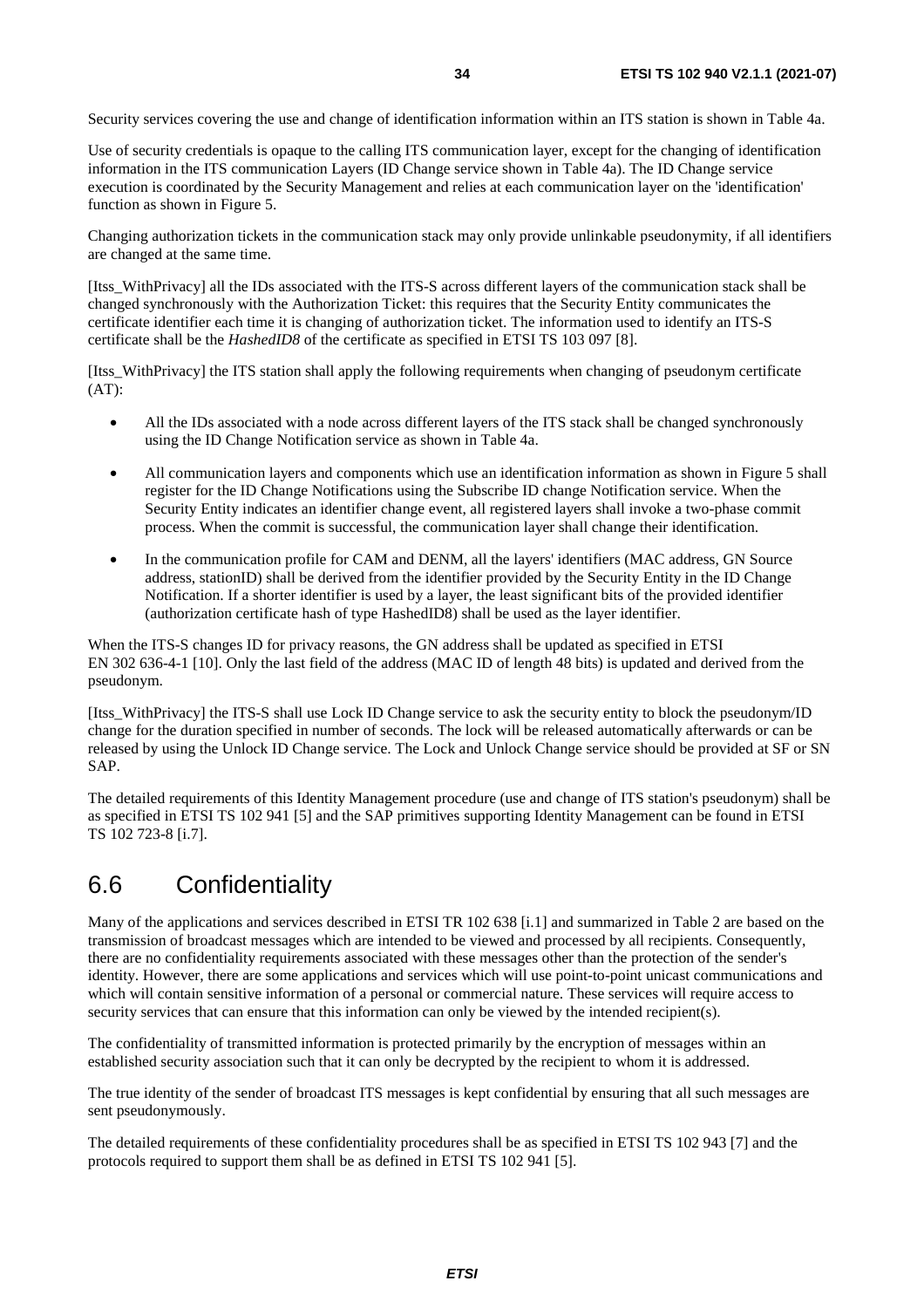Security services covering the use and change of identification information within an ITS station is shown in Table 4a.

Use of security credentials is opaque to the calling ITS communication layer, except for the changing of identification information in the ITS communication Layers (ID Change service shown in Table 4a). The ID Change service execution is coordinated by the Security Management and relies at each communication layer on the 'identification' function as shown in Figure 5.

Changing authorization tickets in the communication stack may only provide unlinkable pseudonymity, if all identifiers are changed at the same time.

[Itss_WithPrivacy] all the IDs associated with the ITS-S across different layers of the communication stack shall be changed synchronously with the Authorization Ticket: this requires that the Security Entity communicates the certificate identifier each time it is changing of authorization ticket. The information used to identify an ITS-S certificate shall be the *HashedID8* of the certificate as specified in ETSI TS 103 097 [8].

[Itss_WithPrivacy] the ITS station shall apply the following requirements when changing of pseudonym certificate (AT):

- All the IDs associated with a node across different layers of the ITS stack shall be changed synchronously using the ID Change Notification service as shown in Table 4a.
- All communication layers and components which use an identification information as shown in Figure 5 shall register for the ID Change Notifications using the Subscribe ID change Notification service. When the Security Entity indicates an identifier change event, all registered layers shall invoke a two-phase commit process. When the commit is successful, the communication layer shall change their identification.
- In the communication profile for CAM and DENM, all the layers' identifiers (MAC address, GN Source address, stationID) shall be derived from the identifier provided by the Security Entity in the ID Change Notification. If a shorter identifier is used by a layer, the least significant bits of the provided identifier (authorization certificate hash of type HashedID8) shall be used as the layer identifier.

When the ITS-S changes ID for privacy reasons, the GN address shall be updated as specified in ETSI EN 302 636-4-1 [10]. Only the last field of the address (MAC ID of length 48 bits) is updated and derived from the pseudonym.

[Itss_WithPrivacy] the ITS-S shall use Lock ID Change service to ask the security entity to block the pseudonym/ID change for the duration specified in number of seconds. The lock will be released automatically afterwards or can be released by using the Unlock ID Change service. The Lock and Unlock Change service should be provided at SF or SN SAP.

The detailed requirements of this Identity Management procedure (use and change of ITS station's pseudonym) shall be as specified in ETSI TS 102 941 [5] and the SAP primitives supporting Identity Management can be found in ETSI TS 102 723-8 [i.7].

## 6.6 Confidentiality

Many of the applications and services described in ETSI TR 102 638 [i.1] and summarized in Table 2 are based on the transmission of broadcast messages which are intended to be viewed and processed by all recipients. Consequently, there are no confidentiality requirements associated with these messages other than the protection of the sender's identity. However, there are some applications and services which will use point-to-point unicast communications and which will contain sensitive information of a personal or commercial nature. These services will require access to security services that can ensure that this information can only be viewed by the intended recipient(s).

The confidentiality of transmitted information is protected primarily by the encryption of messages within an established security association such that it can only be decrypted by the recipient to whom it is addressed.

The true identity of the sender of broadcast ITS messages is kept confidential by ensuring that all such messages are sent pseudonymously.

The detailed requirements of these confidentiality procedures shall be as specified in ETSI TS 102 943 [7] and the protocols required to support them shall be as defined in ETSI TS 102 941 [5].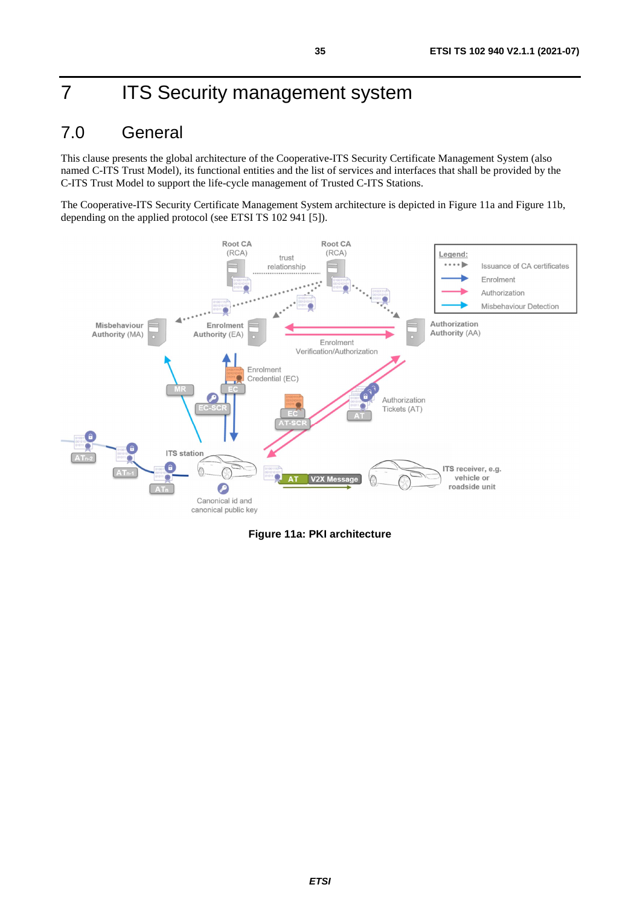# 7 ITS Security management system

## 7.0 General

This clause presents the global architecture of the Cooperative-ITS Security Certificate Management System (also named C-ITS Trust Model), its functional entities and the list of services and interfaces that shall be provided by the C-ITS Trust Model to support the life-cycle management of Trusted C-ITS Stations.

The Cooperative-ITS Security Certificate Management System architecture is depicted in Figure 11a and Figure 11b, depending on the applied protocol (see ETSI TS 102 941 [5]).

**Figure 11a: PKI architecture**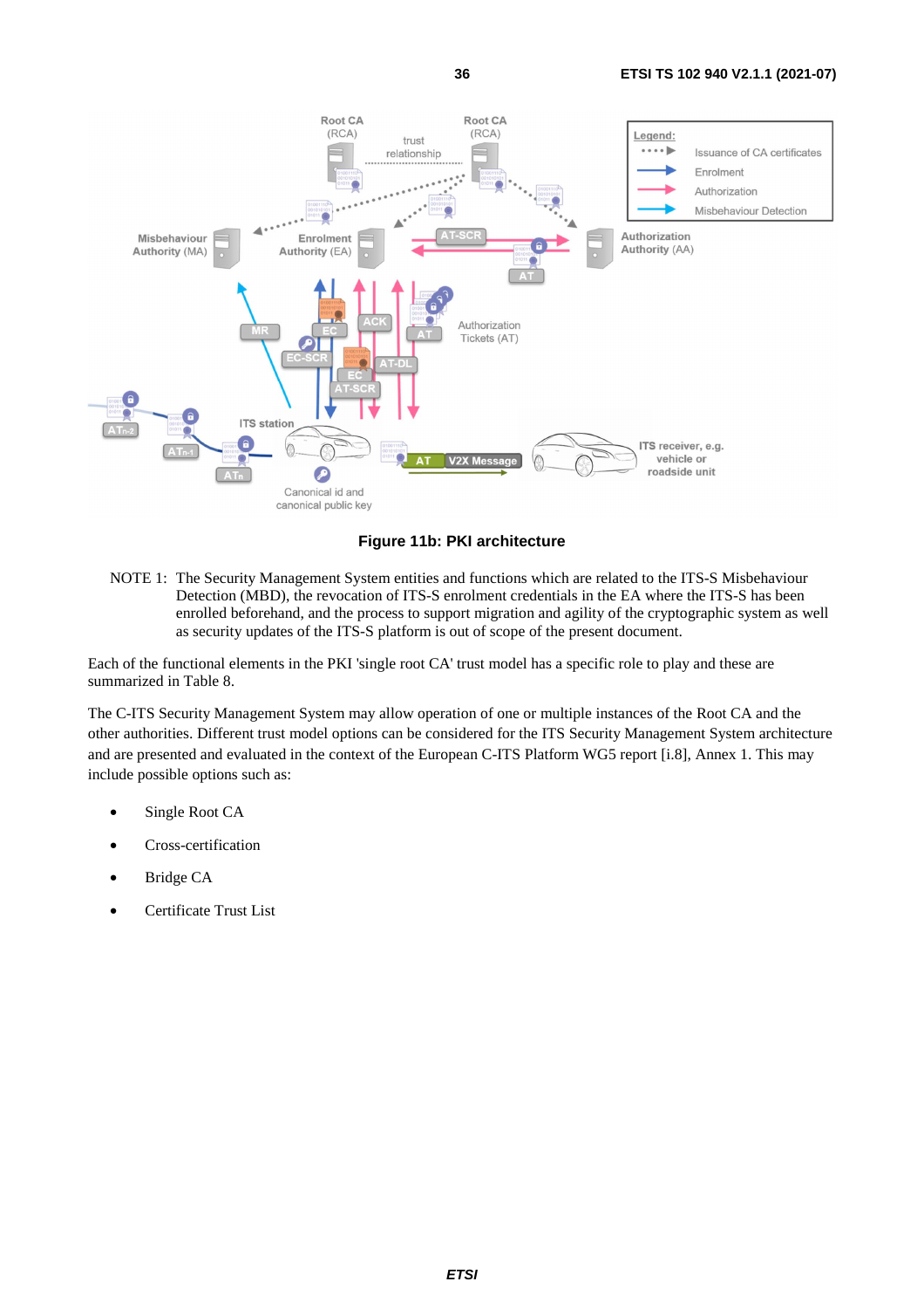Figure 11b: PKI architecture

NOTE 1: The Security Management System entities and functions which are related to the ITS-S Misbehaviour Detection (MBD), the revocation of ITS-S enrolment credentials in the EA where the ITS-S has been enrolled beforehand, and the process to support migration and agility of the cryptographic system as well as security updates of the ITS-S platform is out of scope of the present document.

Each of the functional elements in the PKI 'single root CA' trust model has a specific role to play and these are summarized in Table 8.

The C-ITS Security Management System may allow operation of one or multiple instances of the Root CA and the other authorities. Different trust model options can be considered for the ITS Security Management System architecture and are presented and evaluated in the context of the European C-ITS Platform WG5 report [i.8], Annex 1. This may include possible options such as:

- Single Root CA
- Cross-certification
- Bridge CA
- Certificate Trust List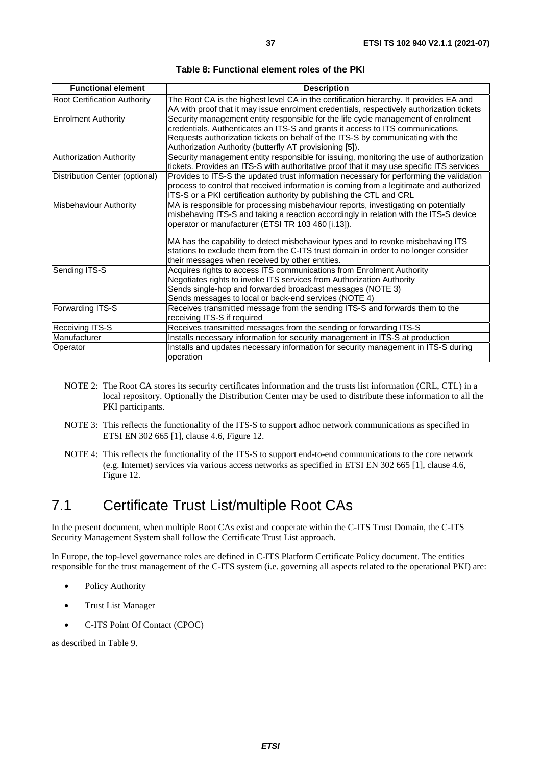**Table 8: Functional element roles of the PKI**

| Functional element | Description |
|---|---|
| Root Certification Authority | The Root CA is the highest level CA in the certification hierarchy. It provides EA and AA with proof that it may issue enrolment credentials, respectively authorization tickets |
| Enrolment Authority | Security management entity responsible for the life cycle management of enrolment credentials. Authenticates an ITS-S and grants it access to ITS communications. Requests authorization tickets on behalf of the ITS-S by communicating with the Authorization Authority (butterfly AT provisioning [5]). |
| Authorization Authority | Security management entity responsible for issuing, monitoring the use of authorization tickets. Provides an ITS-S with authoritative proof that it may use specific ITS services |
| Distribution Center (optional) | Provides to ITS-S the updated trust information necessary for performing the validation process to control that received information is coming from a legitimate and authorized ITS-S or a PKI certification authority by publishing the CTL and CRL |
| Misbehaviour Authority | MA is responsible for processing misbehaviour reports, investigating on potentially misbehaving ITS-S and taking a reaction accordingly in relation with the ITS-S device operator or manufacturer (ETSI TR 103 460 [i.13]).<br><br>MA has the capability to detect misbehaviour types and to revoke misbehaving ITS stations to exclude them from the C-ITS trust domain in order to no longer consider their messages when received by other entities. |
| Sending ITS-S | Acquires rights to access ITS communications from Enrolment Authority<br>Negotiates rights to invoke ITS services from Authorization Authority<br>Sends single-hop and forwarded broadcast messages (NOTE 3)<br>Sends messages to local or back-end services (NOTE 4) |
| Forwarding ITS-S | Receives transmitted message from the sending ITS-S and forwards them to the receiving ITS-S if required |
| Receiving ITS-S | Receives transmitted messages from the sending or forwarding ITS-S |
| Manufacturer | Installs necessary information for security management in ITS-S at production |
| Operator | Installs and updates necessary information for security management in ITS-S during operation |

NOTE 2: The Root CA stores its security certificates information and the trusts list information (CRL, CTL) in a local repository. Optionally the Distribution Center may be used to distribute these information to all the PKI participants.

NOTE 3: This reflects the functionality of the ITS-S to support adhoc network communications as specified in ETSI EN 302 665 [1], clause 4.6, Figure 12.

NOTE 4: This reflects the functionality of the ITS-S to support end-to-end communications to the core network (e.g. Internet) services via various access networks as specified in ETSI EN 302 665 [1], clause 4.6, Figure 12.

## 7.1 Certificate Trust List/multiple Root CAs

In the present document, when multiple Root CAs exist and cooperate within the C-ITS Trust Domain, the C-ITS Security Management System shall follow the Certificate Trust List approach.

In Europe, the top-level governance roles are defined in C-ITS Platform Certificate Policy document. The entities responsible for the trust management of the C-ITS system (i.e. governing all aspects related to the operational PKI) are:

- Policy Authority
- Trust List Manager
- C-ITS Point Of Contact (CPOC)

as described in Table 9.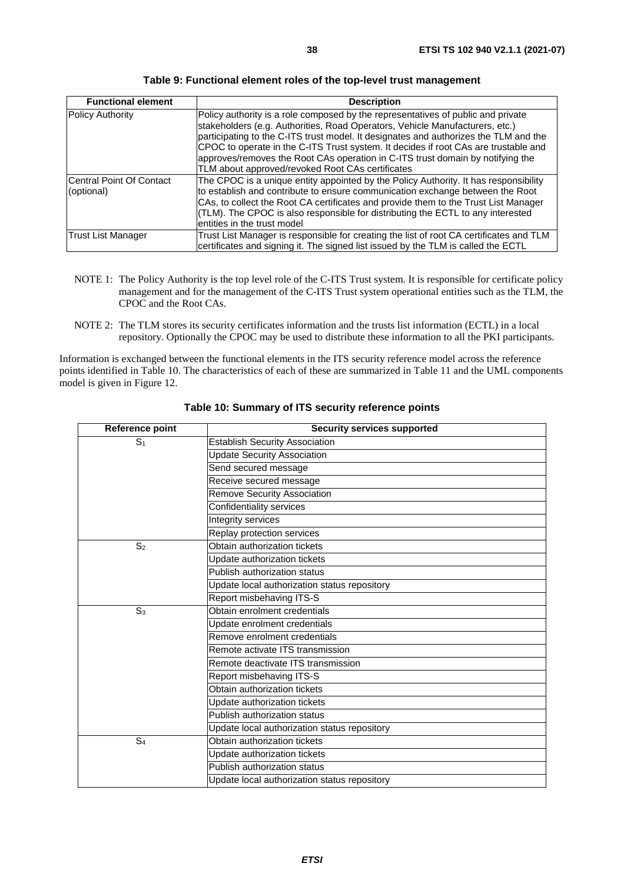**Table 9: Functional element roles of the top-level trust management**

| Functional element | Description |
|---|---|
| Policy Authority | Policy authority is a role composed by the representatives of public and private stakeholders (e.g. Authorities, Road Operators, Vehicle Manufacturers, etc.) participating to the C-ITS trust model. It designates and authorizes the TLM and the CPOC to operate in the C-ITS Trust system. It decides if root CAs are trustable and approves/removes the Root CAs operation in C-ITS trust domain by notifying the TLM about approved/revoked Root CAs certificates |
| Central Point Of Contact (optional) | The CPOC is a unique entity appointed by the Policy Authority. It has responsibility to establish and contribute to ensure communication exchange between the Root CAs, to collect the Root CA certificates and provide them to the Trust List Manager (TLM). The CPOC is also responsible for distributing the ECTL to any interested entities in the trust model |
| Trust List Manager | Trust List Manager is responsible for creating the list of root CA certificates and TLM certificates and signing it. The signed list issued by the TLM is called the ECTL |

NOTE 1: The Policy Authority is the top level role of the C-ITS Trust system. It is responsible for certificate policy management and for the management of the C-ITS Trust system operational entities such as the TLM, the CPOC and the Root CAs.

NOTE 2: The TLM stores its security certificates information and the trusts list information (ECTL) in a local repository. Optionally the CPOC may be used to distribute these information to all the PKI participants.

Information is exchanged between the functional elements in the ITS security reference model across the reference points identified in Table 10. The characteristics of each of these are summarized in Table 11 and the UML components model is given in Figure 12.

**Table 10: Summary of ITS security reference points**

| Reference point | Security services supported |
|---|---|
| $S_1$ | Establish Security Association |
| | Update Security Association |
| | Send secured message |
| | Receive secured message |
| | Remove Security Association |
| | Confidentiality services |
| | Integrity services |
| | Replay protection services |
| $S_2$ | Obtain authorization tickets |
| | Update authorization tickets |
| | Publish authorization status |
| | Update local authorization status repository |
| | Report misbehaving ITS-S |
| $S_3$ | Obtain enrolment credentials |
| | Update enrolment credentials |
| | Remove enrolment credentials |
| | Remote activate ITS transmission |
| | Remote deactivate ITS transmission |
| | Report misbehaving ITS-S |
| | Obtain authorization tickets |
| | Update authorization tickets |
| | Publish authorization status |
| | Update local authorization status repository |
| $S_4$ | Obtain authorization tickets |
| | Update authorization tickets |
| | Publish authorization status |
| | Update local authorization status repository |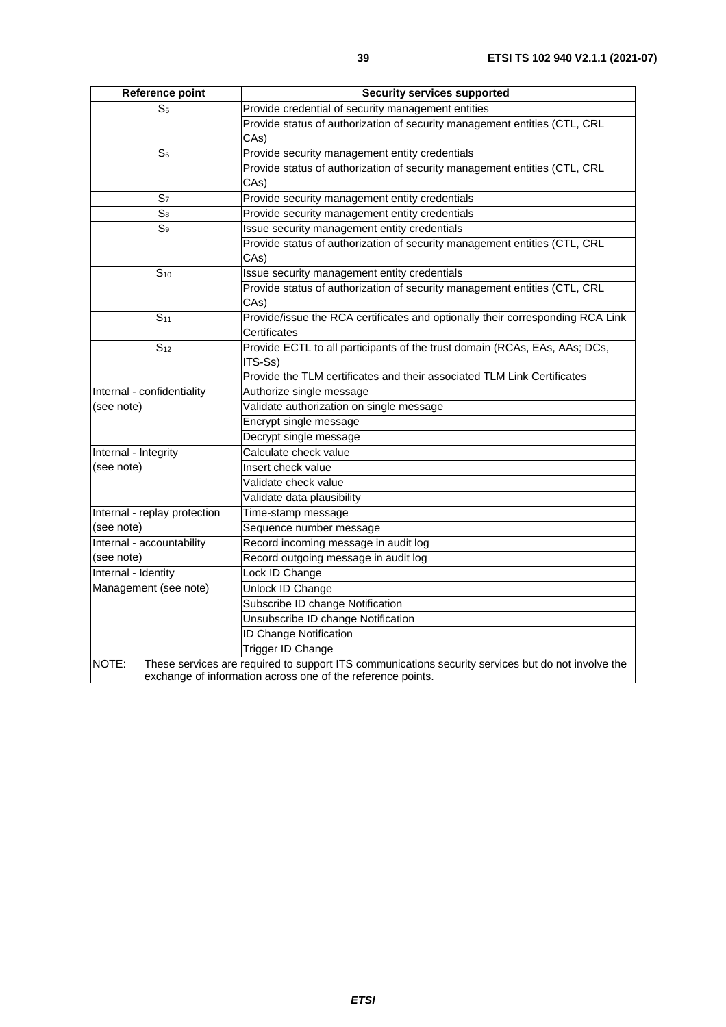| Reference point | Security services supported |
| --- | --- |
| $S_5$ | Provide credential of security management entities |
| | Provide status of authorization of security management entities (CTL, CRL CAs) |
| $S_6$ | Provide security management entity credentials |
| | Provide status of authorization of security management entities (CTL, CRL CAs) |
| $S_7$ | Provide security management entity credentials |
| $S_8$ | Provide security management entity credentials |
| $S_9$ | Issue security management entity credentials |
| | Provide status of authorization of security management entities (CTL, CRL CAs) |
| $S_{10}$ | Issue security management entity credentials |
| | Provide status of authorization of security management entities (CTL, CRL CAs) |
| $S_{11}$ | Provide/issue the RCA certificates and optionally their corresponding RCA Link Certificates |
| $S_{12}$ | Provide ECTL to all participants of the trust domain (RCAs, EAs, AAs; DCs, ITS-Ss) |
| | Provide the TLM certificates and their associated TLM Link Certificates |
| Internal - confidentiality (see note) | Authorize single message |
| | Validate authorization on single message |
| | Encrypt single message |
| | Decrypt single message |
| Internal - Integrity (see note) | Calculate check value |
| | Insert check value |
| | Validate check value |
| | Validate data plausibility |
| Internal - replay protection (see note) | Time-stamp message |
| | Sequence number message |
| Internal - accountability (see note) | Record incoming message in audit log |
| | Record outgoing message in audit log |
| Internal - Identity Management (see note) | Lock ID Change |
| | Unlock ID Change |
| | Subscribe ID change Notification |
| | Unsubscribe ID change Notification |
| | ID Change Notification |
| | Trigger ID Change |
| NOTE: These services are required to support ITS communications security services but do not involve the exchange of information across one of the reference points. | |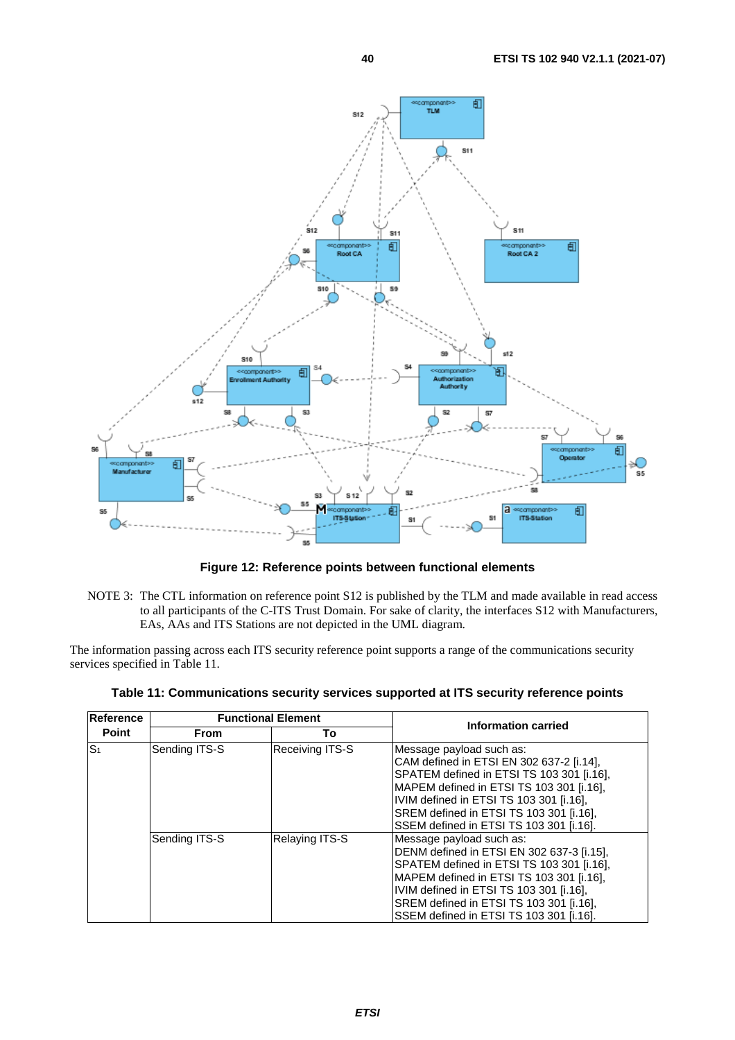Figure 12: Reference points between functional elements

NOTE 3: The CTL information on reference point S12 is published by the TLM and made available in read access to all participants of the C-ITS Trust Domain. For sake of clarity, the interfaces S12 with Manufacturers, EAs, AAs and ITS Stations are not depicted in the UML diagram.

The information passing across each ITS security reference point supports a range of the communications security services specified in Table 11.

**Table 11: Communications security services supported at ITS security reference points**

| Reference Point | Functional Element | | Information carried |
|---|---|---|---|
| | From | To | |
| $S_1$ | Sending ITS-S | Receiving ITS-S | Message payload such as:<br>CAM defined in ETSI EN 302 637-2 [i.14],<br>SPATEM defined in ETSI TS 103 301 [i.16],<br>MAPEM defined in ETSI TS 103 301 [i.16],<br>IVIM defined in ETSI TS 103 301 [i.16],<br>SREM defined in ETSI TS 103 301 [i.16],<br>SSEM defined in ETSI TS 103 301 [i.16]. |
| | Sending ITS-S | Relaying ITS-S | Message payload such as:<br>DENM defined in ETSI EN 302 637-3 [i.15],<br>SPATEM defined in ETSI TS 103 301 [i.16],<br>MAPEM defined in ETSI TS 103 301 [i.16],<br>IVIM defined in ETSI TS 103 301 [i.16],<br>SREM defined in ETSI TS 103 301 [i.16],<br>SSEM defined in ETSI TS 103 301 [i.16]. |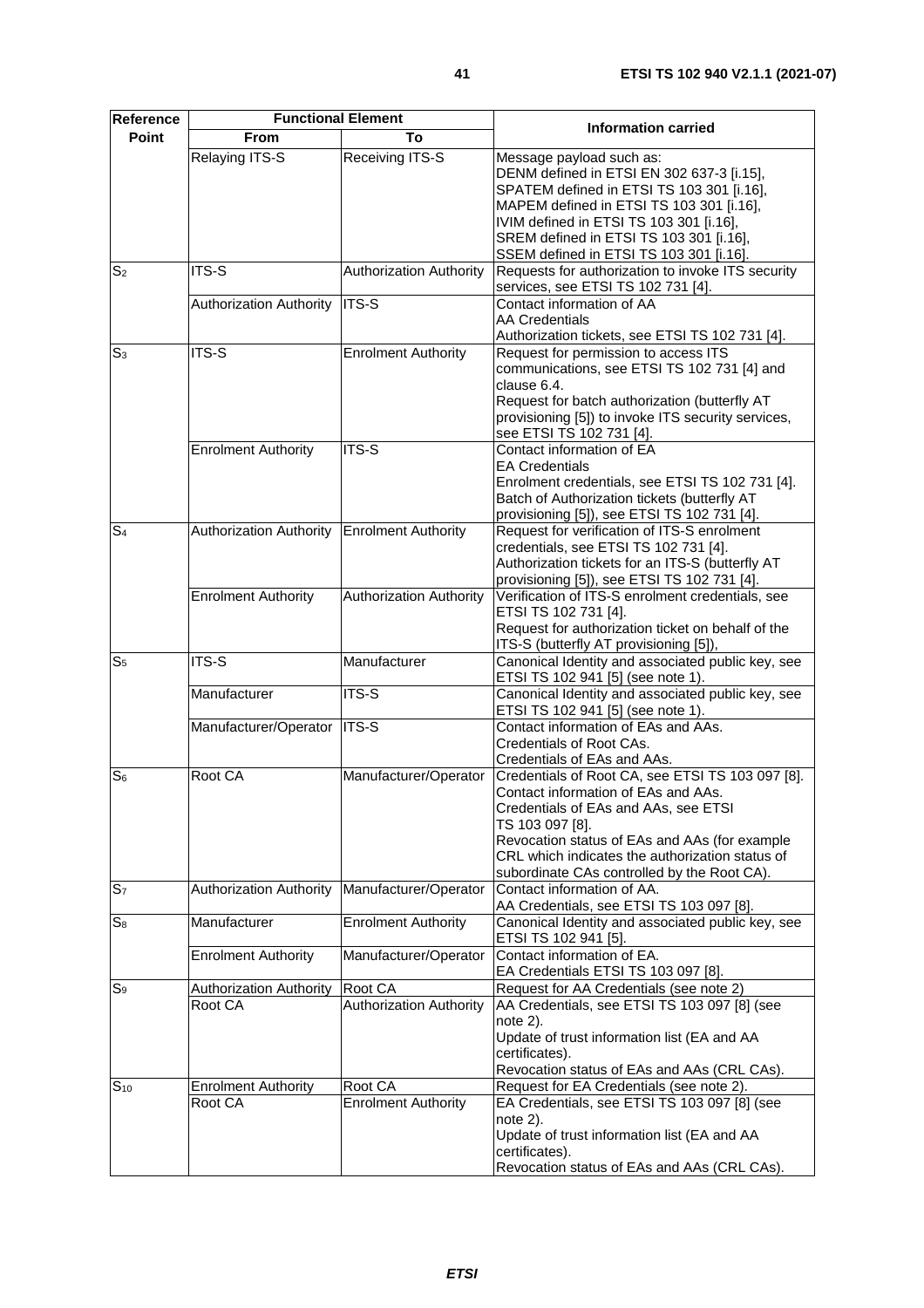| Reference Point | Functional Element | | Information carried |
|---|---|---|---|
| | From | To | |
| | Relaying ITS-S | Receiving ITS-S | Message payload such as:<br>DENM defined in ETSI EN 302 637-3 [i.15],<br>SPATEM defined in ETSI TS 103 301 [i.16],<br>MAPEM defined in ETSI TS 103 301 [i.16],<br>IVIM defined in ETSI TS 103 301 [i.16],<br>SREM defined in ETSI TS 103 301 [i.16],<br>SSEM defined in ETSI TS 103 301 [i.16]. |
| $S_2$ | ITS-S | Authorization Authority | Requests for authorization to invoke ITS security services, see ETSI TS 102 731 [4]. |
| | Authorization Authority | ITS-S | Contact information of AA<br>AA Credentials<br>Authorization tickets, see ETSI TS 102 731 [4]. |
| $S_3$ | ITS-S | Enrolment Authority | Request for permission to access ITS communications, see ETSI TS 102 731 [4] and clause 6.4.<br>Request for batch authorization (butterfly AT provisioning [5]) to invoke ITS security services, see ETSI TS 102 731 [4]. |
| | Enrolment Authority | ITS-S | Contact information of EA<br>EA Credentials<br>Enrolment credentials, see ETSI TS 102 731 [4].<br>Batch of Authorization tickets (butterfly AT provisioning [5]), see ETSI TS 102 731 [4]. |
| $S_4$ | Authorization Authority | Enrolment Authority | Request for verification of ITS-S enrolment credentials, see ETSI TS 102 731 [4].<br>Authorization tickets for an ITS-S (butterfly AT provisioning [5]), see ETSI TS 102 731 [4]. |
| | Enrolment Authority | Authorization Authority | Verification of ITS-S enrolment credentials, see ETSI TS 102 731 [4].<br>Request for authorization ticket on behalf of the ITS-S (butterfly AT provisioning [5]), |
| $S_5$ | ITS-S | Manufacturer | Canonical Identity and associated public key, see ETSI TS 102 941 [5] (see note 1). |
| | Manufacturer | ITS-S | Canonical Identity and associated public key, see ETSI TS 102 941 [5] (see note 1). |
| | Manufacturer/Operator | ITS-S | Contact information of EAs and AAs.<br>Credentials of Root CAs.<br>Credentials of EAs and AAs. |
| $S_6$ | Root CA | Manufacturer/Operator | Credentials of Root CA, see ETSI TS 103 097 [8].<br>Contact information of EAs and AAs.<br>Credentials of EAs and AAs, see ETSI TS 103 097 [8].<br>Revocation status of EAs and AAs (for example CRL which indicates the authorization status of subordinate CAs controlled by the Root CA). |
| $S_7$ | Authorization Authority | Manufacturer/Operator | Contact information of AA.<br>AA Credentials, see ETSI TS 103 097 [8]. |
| $S_8$ | Manufacturer | Enrolment Authority | Canonical Identity and associated public key, see ETSI TS 102 941 [5]. |
| | Enrolment Authority | Manufacturer/Operator | Contact information of EA.<br>EA Credentials ETSI TS 103 097 [8]. |
| $S_9$ | Authorization Authority | Root CA | Request for AA Credentials (see note 2) |
| | Root CA | Authorization Authority | AA Credentials, see ETSI TS 103 097 [8] (see note 2).<br>Update of trust information list (EA and AA certificates).<br>Revocation status of EAs and AAs (CRL CAs). |
| $S_{10}$ | Enrolment Authority | Root CA | Request for EA Credentials (see note 2). |
| | Root CA | Enrolment Authority | EA Credentials, see ETSI TS 103 097 [8] (see note 2).<br>Update of trust information list (EA and AA certificates).<br>Revocation status of EAs and AAs (CRL CAs). |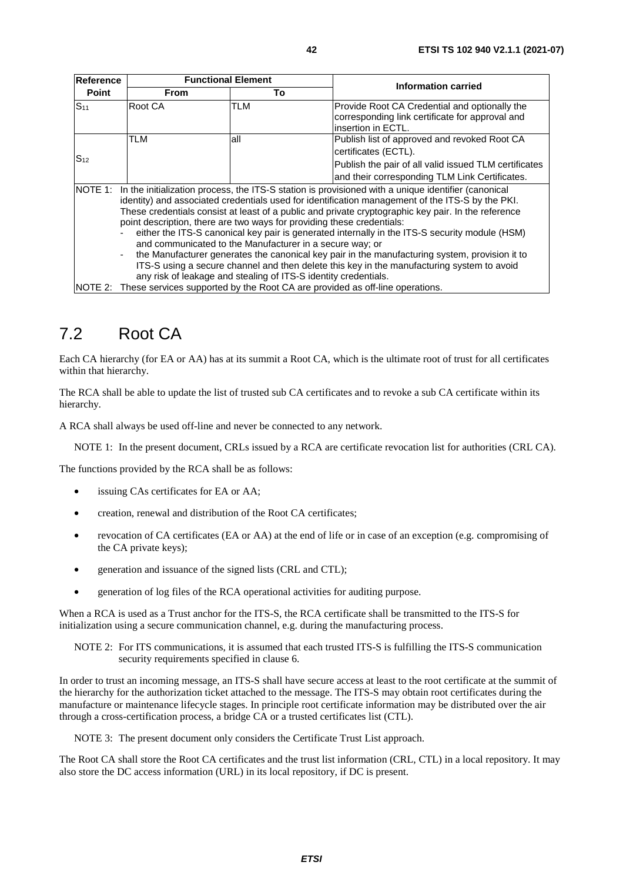| Reference Point | Functional Element | | Information carried |
|---|---|---|---|
| | From | To | |
| $S_{11}$ | Root CA | TLM | Provide Root CA Credential and optionally the corresponding link certificate for approval and insertion in ECTL. |
| $S_{12}$ | TLM | all | Publish list of approved and revoked Root CA certificates (ECTL). Publish the pair of all valid issued TLM certificates and their corresponding TLM Link Certificates. |
| NOTE 1: In the initialization process, the ITS-S station is provisioned with a unique identifier (canonical identity) and associated credentials used for identification management of the ITS-S by the PKI. These credentials consist at least of a public and private cryptographic key pair. In the reference point description, there are two ways for providing these credentials: - either the ITS-S canonical key pair is generated internally in the ITS-S security module (HSM) and communicated to the Manufacturer in a secure way; or - the Manufacturer generates the canonical key pair in the manufacturing system, provision it to ITS-S using a secure channel and then delete this key in the manufacturing system to avoid any risk of leakage and stealing of ITS-S identity credentials. | | | |
| NOTE 2: These services supported by the Root CA are provided as off-line operations. | | | |

## 7.2 Root CA

Each CA hierarchy (for EA or AA) has at its summit a Root CA, which is the ultimate root of trust for all certificates within that hierarchy.

The RCA shall be able to update the list of trusted sub CA certificates and to revoke a sub CA certificate within its hierarchy.

A RCA shall always be used off-line and never be connected to any network.

NOTE 1: In the present document, CRLs issued by a RCA are certificate revocation list for authorities (CRL CA).

The functions provided by the RCA shall be as follows:

- issuing CAs certificates for EA or AA;
- creation, renewal and distribution of the Root CA certificates;
- revocation of CA certificates (EA or AA) at the end of life or in case of an exception (e.g. compromising of the CA private keys);
- generation and issuance of the signed lists (CRL and CTL);
- generation of log files of the RCA operational activities for auditing purpose.

When a RCA is used as a Trust anchor for the ITS-S, the RCA certificate shall be transmitted to the ITS-S for initialization using a secure communication channel, e.g. during the manufacturing process.

NOTE 2: For ITS communications, it is assumed that each trusted ITS-S is fulfilling the ITS-S communication security requirements specified in clause 6.

In order to trust an incoming message, an ITS-S shall have secure access at least to the root certificate at the summit of the hierarchy for the authorization ticket attached to the message. The ITS-S may obtain root certificates during the manufacture or maintenance lifecycle stages. In principle root certificate information may be distributed over the air through a cross-certification process, a bridge CA or a trusted certificates list (CTL).

NOTE 3: The present document only considers the Certificate Trust List approach.

The Root CA shall store the Root CA certificates and the trust list information (CRL, CTL) in a local repository. It may also store the DC access information (URL) in its local repository, if DC is present.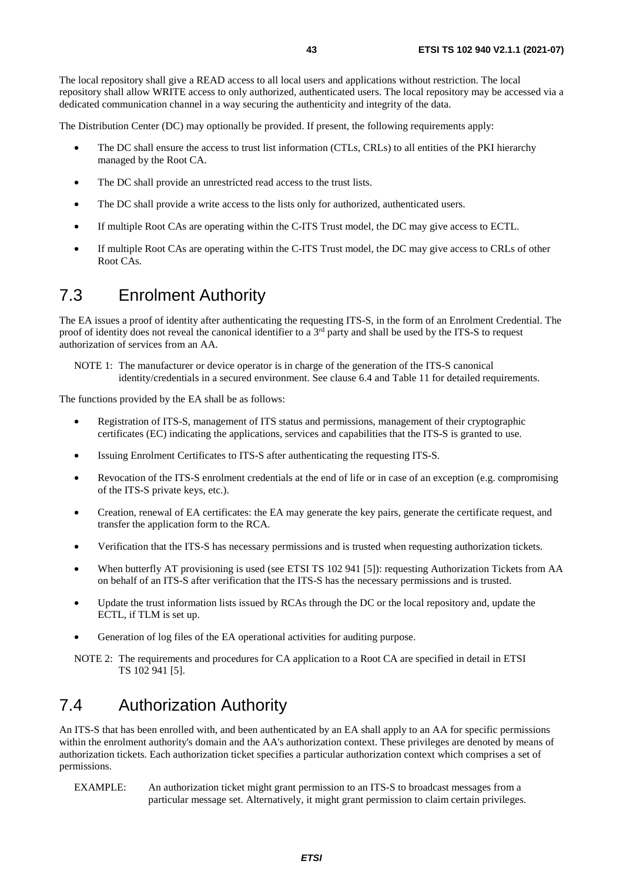The local repository shall give a READ access to all local users and applications without restriction. The local repository shall allow WRITE access to only authorized, authenticated users. The local repository may be accessed via a dedicated communication channel in a way securing the authenticity and integrity of the data.

The Distribution Center (DC) may optionally be provided. If present, the following requirements apply:

- The DC shall ensure the access to trust list information (CTLs, CRLs) to all entities of the PKI hierarchy managed by the Root CA.
- The DC shall provide an unrestricted read access to the trust lists.
- The DC shall provide a write access to the lists only for authorized, authenticated users.
- If multiple Root CAs are operating within the C-ITS Trust model, the DC may give access to ECTL.
- If multiple Root CAs are operating within the C-ITS Trust model, the DC may give access to CRLs of other Root CAs.

# 7.3 Enrolment Authority

The EA issues a proof of identity after authenticating the requesting ITS-S, in the form of an Enrolment Credential. The proof of identity does not reveal the canonical identifier to a 3rd party and shall be used by the ITS-S to request authorization of services from an AA.

NOTE 1: The manufacturer or device operator is in charge of the generation of the ITS-S canonical identity/credentials in a secured environment. See clause 6.4 and Table 11 for detailed requirements.

The functions provided by the EA shall be as follows:

- Registration of ITS-S, management of ITS status and permissions, management of their cryptographic certificates (EC) indicating the applications, services and capabilities that the ITS-S is granted to use.
- Issuing Enrolment Certificates to ITS-S after authenticating the requesting ITS-S.
- Revocation of the ITS-S enrolment credentials at the end of life or in case of an exception (e.g. compromising of the ITS-S private keys, etc.).
- Creation, renewal of EA certificates: the EA may generate the key pairs, generate the certificate request, and transfer the application form to the RCA.
- Verification that the ITS-S has necessary permissions and is trusted when requesting authorization tickets.
- When butterfly AT provisioning is used (see ETSI TS 102 941 [5]): requesting Authorization Tickets from AA on behalf of an ITS-S after verification that the ITS-S has the necessary permissions and is trusted.
- Update the trust information lists issued by RCAs through the DC or the local repository and, update the ECTL, if TLM is set up.
- Generation of log files of the EA operational activities for auditing purpose.

NOTE 2: The requirements and procedures for CA application to a Root CA are specified in detail in ETSI TS 102 941 [5].

# 7.4 Authorization Authority

An ITS-S that has been enrolled with, and been authenticated by an EA shall apply to an AA for specific permissions within the enrolment authority's domain and the AA's authorization context. These privileges are denoted by means of authorization tickets. Each authorization ticket specifies a particular authorization context which comprises a set of permissions.

EXAMPLE: An authorization ticket might grant permission to an ITS-S to broadcast messages from a particular message set. Alternatively, it might grant permission to claim certain privileges.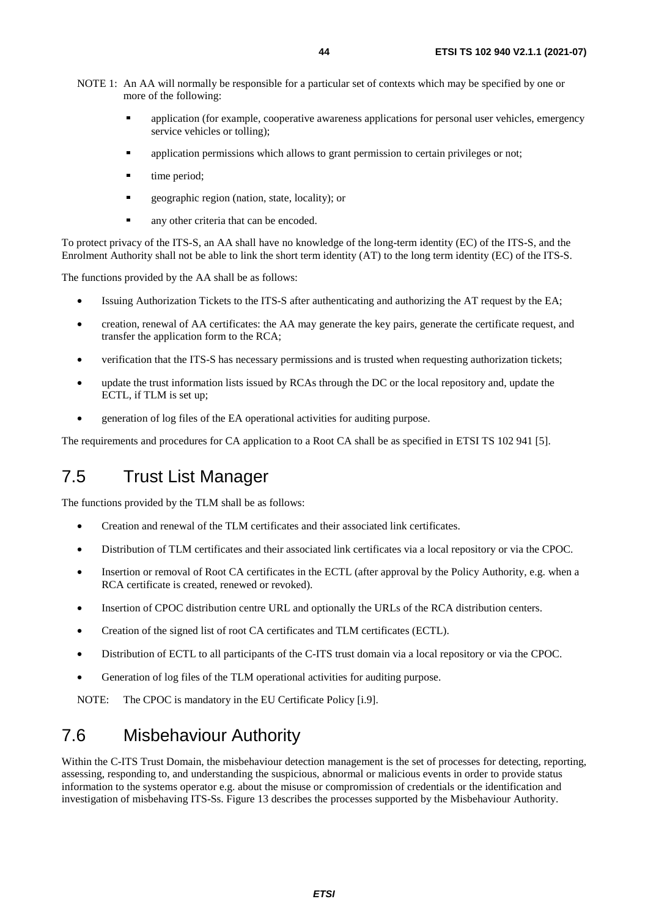NOTE 1: An AA will normally be responsible for a particular set of contexts which may be specified by one or more of the following:

- application (for example, cooperative awareness applications for personal user vehicles, emergency service vehicles or tolling);
- application permissions which allows to grant permission to certain privileges or not;
- time period;
- geographic region (nation, state, locality); or
- any other criteria that can be encoded.

To protect privacy of the ITS-S, an AA shall have no knowledge of the long-term identity (EC) of the ITS-S, and the Enrolment Authority shall not be able to link the short term identity (AT) to the long term identity (EC) of the ITS-S.

The functions provided by the AA shall be as follows:

- Issuing Authorization Tickets to the ITS-S after authenticating and authorizing the AT request by the EA;
- creation, renewal of AA certificates: the AA may generate the key pairs, generate the certificate request, and transfer the application form to the RCA;
- verification that the ITS-S has necessary permissions and is trusted when requesting authorization tickets;
- update the trust information lists issued by RCAs through the DC or the local repository and, update the ECTL, if TLM is set up;
- generation of log files of the EA operational activities for auditing purpose.

The requirements and procedures for CA application to a Root CA shall be as specified in ETSI TS 102 941 [5].

## 7.5 Trust List Manager

The functions provided by the TLM shall be as follows:

- Creation and renewal of the TLM certificates and their associated link certificates.
- Distribution of TLM certificates and their associated link certificates via a local repository or via the CPOC.
- Insertion or removal of Root CA certificates in the ECTL (after approval by the Policy Authority, e.g. when a RCA certificate is created, renewed or revoked).
- Insertion of CPOC distribution centre URL and optionally the URLs of the RCA distribution centers.
- Creation of the signed list of root CA certificates and TLM certificates (ECTL).
- Distribution of ECTL to all participants of the C-ITS trust domain via a local repository or via the CPOC.
- Generation of log files of the TLM operational activities for auditing purpose.

NOTE: The CPOC is mandatory in the EU Certificate Policy [i.9].

## 7.6 Misbehaviour Authority

Within the C-ITS Trust Domain, the misbehaviour detection management is the set of processes for detecting, reporting, assessing, responding to, and understanding the suspicious, abnormal or malicious events in order to provide status information to the systems operator e.g. about the misuse or compromission of credentials or the identification and investigation of misbehaving ITS-Ss. Figure 13 describes the processes supported by the Misbehaviour Authority.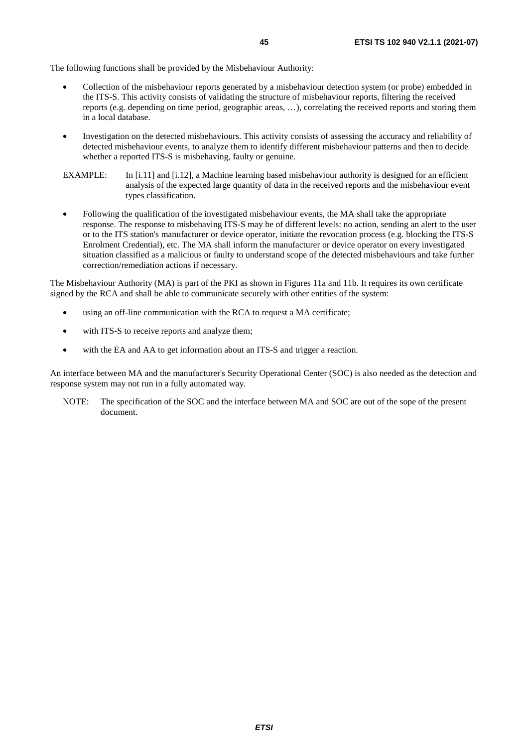The following functions shall be provided by the Misbehaviour Authority:

- Collection of the misbehaviour reports generated by a misbehaviour detection system (or probe) embedded in the ITS-S. This activity consists of validating the structure of misbehaviour reports, filtering the received reports (e.g. depending on time period, geographic areas, …), correlating the received reports and storing them in a local database.
- Investigation on the detected misbehaviours. This activity consists of assessing the accuracy and reliability of detected misbehaviour events, to analyze them to identify different misbehaviour patterns and then to decide whether a reported ITS-S is misbehaving, faulty or genuine.

EXAMPLE: In [i.11] and [i.12], a Machine learning based misbehaviour authority is designed for an efficient analysis of the expected large quantity of data in the received reports and the misbehaviour event types classification.

- Following the qualification of the investigated misbehaviour events, the MA shall take the appropriate response. The response to misbehaving ITS-S may be of different levels: no action, sending an alert to the user or to the ITS station's manufacturer or device operator, initiate the revocation process (e.g. blocking the ITS-S Enrolment Credential), etc. The MA shall inform the manufacturer or device operator on every investigated situation classified as a malicious or faulty to understand scope of the detected misbehaviours and take further correction/remediation actions if necessary.

The Misbehaviour Authority (MA) is part of the PKI as shown in Figures 11a and 11b. It requires its own certificate signed by the RCA and shall be able to communicate securely with other entities of the system:

- using an off-line communication with the RCA to request a MA certificate;
- with ITS-S to receive reports and analyze them;
- with the EA and AA to get information about an ITS-S and trigger a reaction.

An interface between MA and the manufacturer's Security Operational Center (SOC) is also needed as the detection and response system may not run in a fully automated way.

NOTE: The specification of the SOC and the interface between MA and SOC are out of the sope of the present document.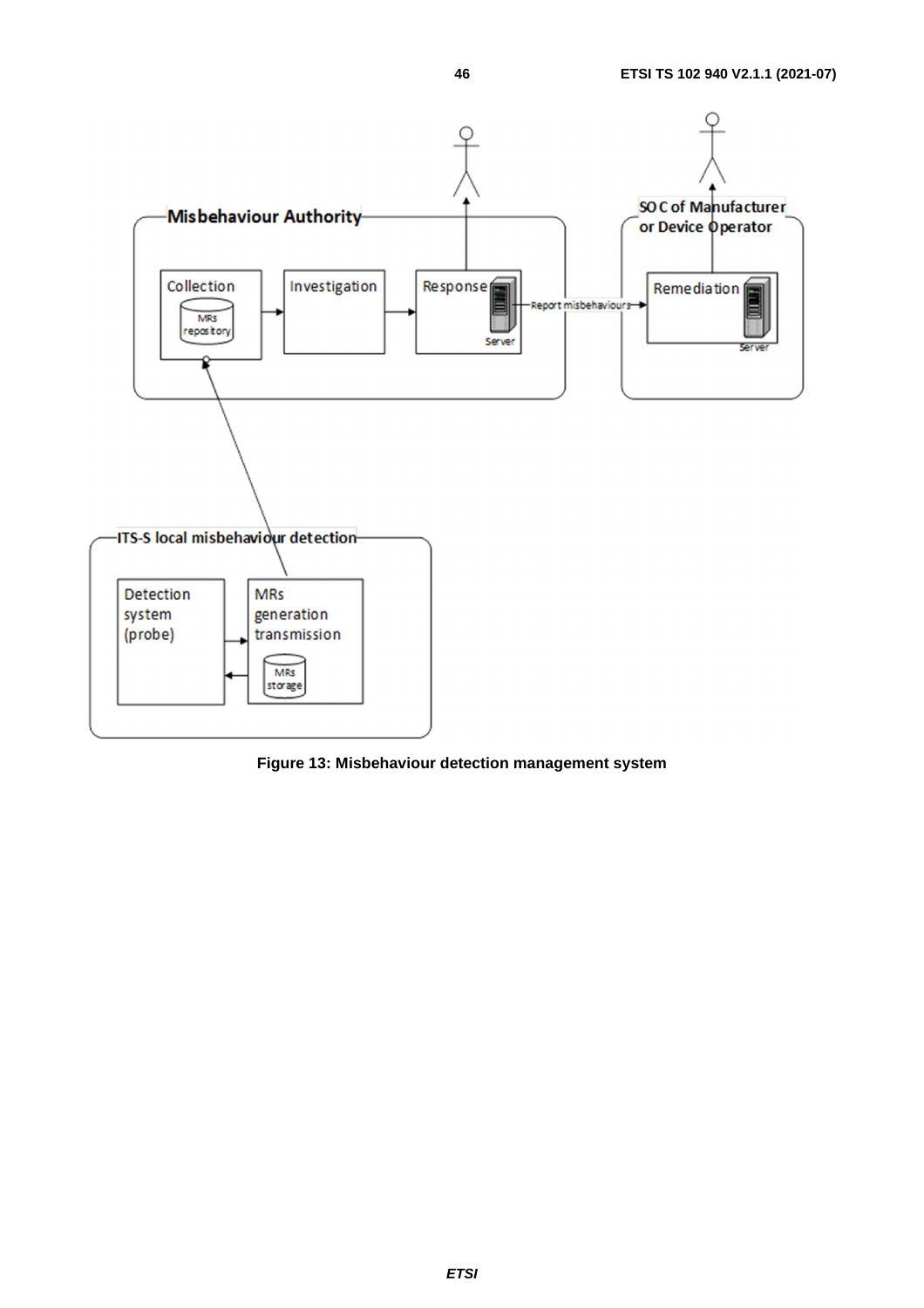Figure 13: Misbehaviour detection management system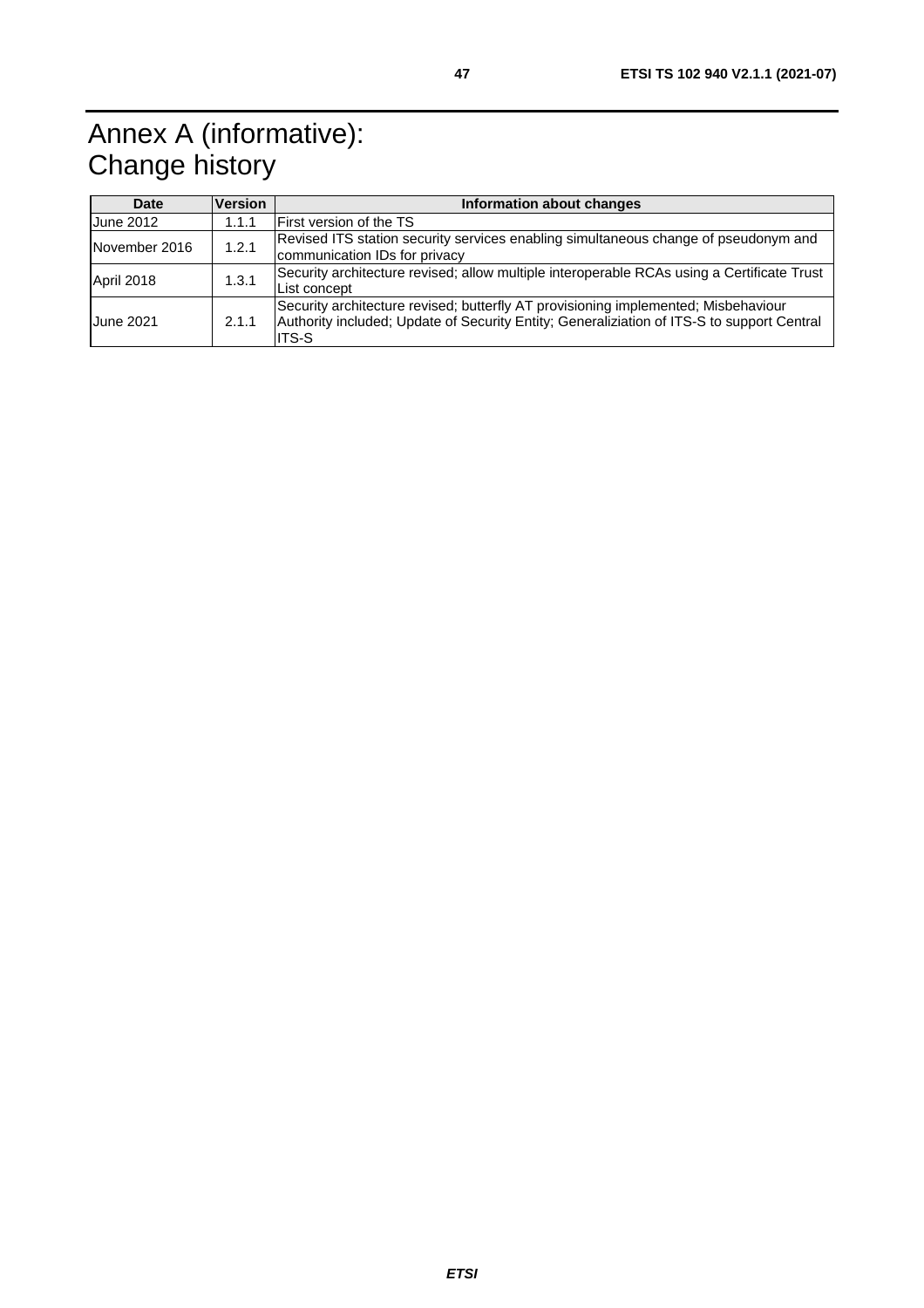# Annex A (informative): Change history

| Date | Version | Information about changes |
|---|---|---|
| June 2012 | 1.1.1 | First version of the TS |
| November 2016 | 1.2.1 | Revised ITS station security services enabling simultaneous change of pseudonym and communication IDs for privacy |
| April 2018 | 1.3.1 | Security architecture revised; allow multiple interoperable RCAs using a Certificate Trust List concept |
| June 2021 | 2.1.1 | Security architecture revised; butterfly AT provisioning implemented; Misbehaviour Authority included; Update of Security Entity; Generaliziation of ITS-S to support Central ITS-S |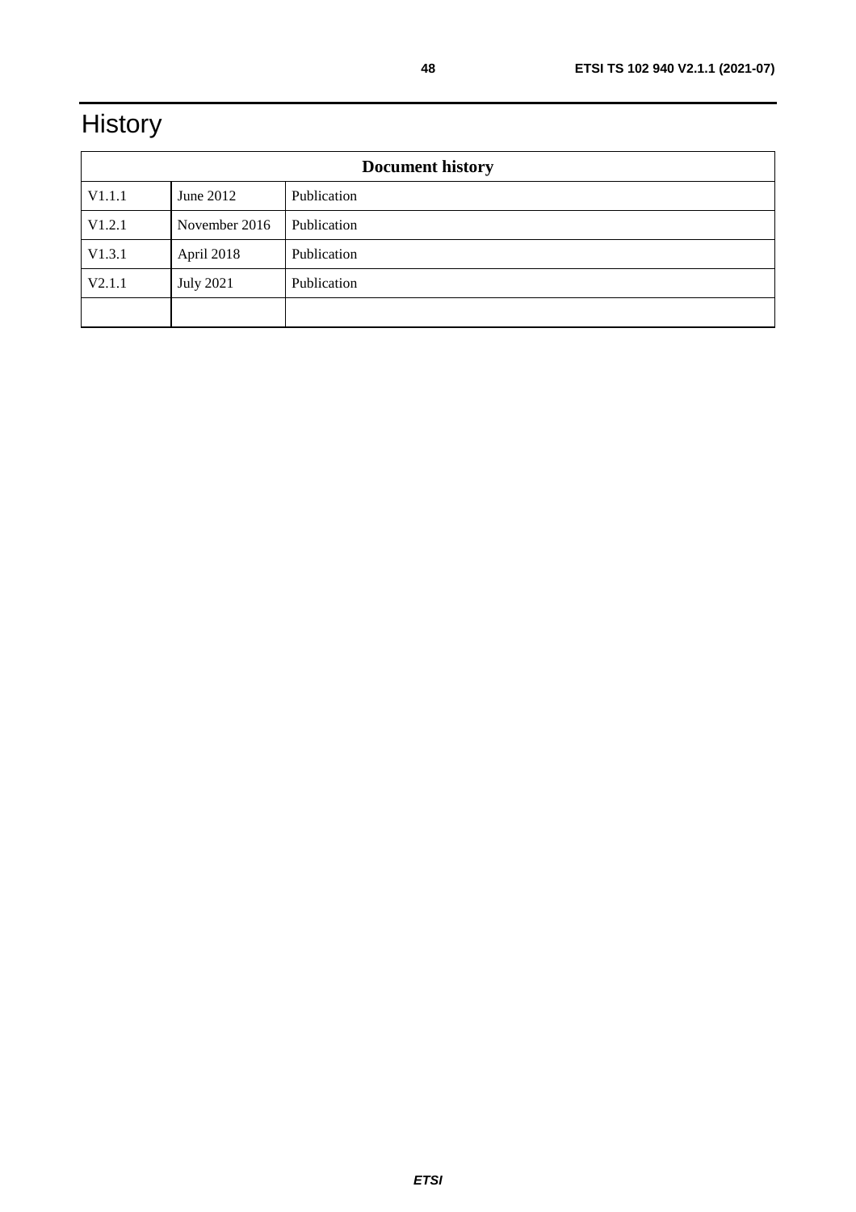# History

| Document history | | |
|---|---|---|
| V1.1.1 | June 2012 | Publication |
| V1.2.1 | November 2016 | Publication |
| V1.3.1 | April 2018 | Publication |
| V2.1.1 | July 2021 | Publication |
| | | |